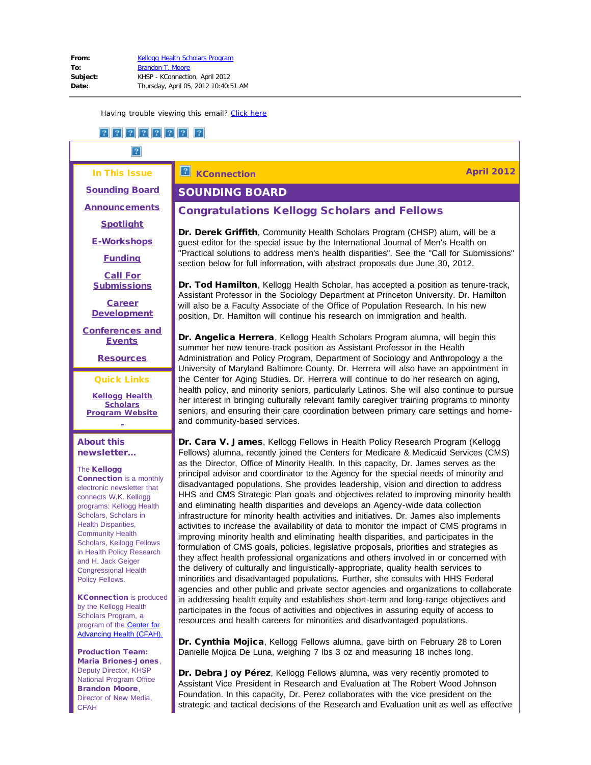**From:** Kellogg Health Scholars Program
**To:** Brandon T. Moore
**Subject:** KHSP - KConnection, April 2012
**Date:** Thursday, April 05, 2012 10:40:51 AM

Having trouble viewing this email? Click here

**In This Issue**

- Sounding Board
- Announcements
- Spotlight
- E-Workshops
- Funding
- Call For Submissions
- Career Development
- Conferences and Events
- Resources

**Quick Links**

- Kellogg Health Scholars Program Website

**About this newsletter...**

The **Kellogg Connection** is a monthly electronic newsletter that connects W.K. Kellogg programs: Kellogg Health Scholars, Scholars in Health Disparities, Community Health Scholars, Kellogg Fellows in Health Policy Research and H. Jack Geiger Congressional Health Policy Fellows.

**KConnection** is produced by the Kellogg Health Scholars Program, a program of the Center for Advancing Health (CFAH).

**Production Team:**
**Maria Briones-Jones**, Deputy Director, KHSP National Program Office
**Brandon Moore**, Director of New Media, CFAH

# KConnection — April 2012

## SOUNDING BOARD

### Congratulations Kellogg Scholars and Fellows

**Dr. Derek Griffith**, Community Health Scholars Program (CHSP) alum, will be a guest editor for the special issue by the International Journal of Men's Health on "Practical solutions to address men's health disparities". See the "Call for Submissions" section below for full information, with abstract proposals due June 30, 2012.

**Dr. Tod Hamilton**, Kellogg Health Scholar, has accepted a position as tenure-track, Assistant Professor in the Sociology Department at Princeton University. Dr. Hamilton will also be a Faculty Associate of the Office of Population Research. In his new position, Dr. Hamilton will continue his research on immigration and health.

**Dr. Angelica Herrera**, Kellogg Health Scholars Program alumna, will begin this summer her new tenure-track position as Assistant Professor in the Health Administration and Policy Program, Department of Sociology and Anthropology a the University of Maryland Baltimore County. Dr. Herrera will also have an appointment in the Center for Aging Studies. Dr. Herrera will continue to do her research on aging, health policy, and minority seniors, particularly Latinos. She will also continue to pursue her interest in bringing culturally relevant family caregiver training programs to minority seniors, and ensuring their care coordination between primary care settings and home- and community-based services.

**Dr. Cara V. James**, Kellogg Fellows in Health Policy Research Program (Kellogg Fellows) alumna, recently joined the Centers for Medicare & Medicaid Services (CMS) as the Director, Office of Minority Health. In this capacity, Dr. James serves as the principal advisor and coordinator to the Agency for the special needs of minority and disadvantaged populations. She provides leadership, vision and direction to address HHS and CMS Strategic Plan goals and objectives related to improving minority health and eliminating health disparities and develops an Agency-wide data collection infrastructure for minority health activities and initiatives. Dr. James also implements activities to increase the availability of data to monitor the impact of CMS programs in improving minority health and eliminating health disparities, and participates in the formulation of CMS goals, policies, legislative proposals, priorities and strategies as they affect health professional organizations and others involved in or concerned with the delivery of culturally and linguistically-appropriate, quality health services to minorities and disadvantaged populations. Further, she consults with HHS Federal agencies and other public and private sector agencies and organizations to collaborate in addressing health equity and establishes short-term and long-range objectives and participates in the focus of activities and objectives in assuring equity of access to resources and health careers for minorities and disadvantaged populations.

**Dr. Cynthia Mojica**, Kellogg Fellows alumna, gave birth on February 28 to Loren Danielle Mojica De Luna, weighing 7 lbs 3 oz and measuring 18 inches long.

**Dr. Debra Joy Pérez**, Kellogg Fellows alumna, was very recently promoted to Assistant Vice President in Research and Evaluation at The Robert Wood Johnson Foundation. In this capacity, Dr. Perez collaborates with the vice president on the strategic and tactical decisions of the Research and Evaluation unit as well as effective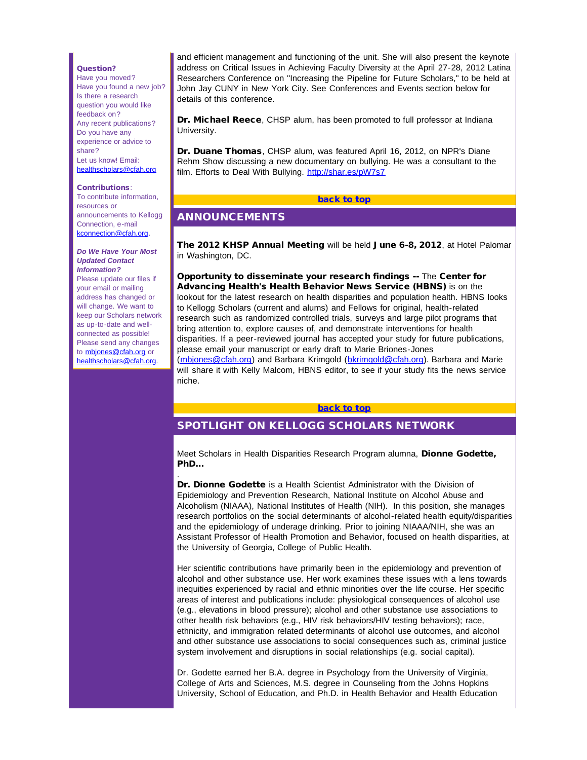**Question?**
Have you moved?
Have you found a new job?
Is there a research question you would like feedback on?
Any recent publications?
Do you have any experience or advice to share?
Let us know! Email: healthscholars@cfah.org

**Contributions**:
To contribute information, resources or announcements to Kellogg Connection, e-mail kconnection@cfah.org.

***Do We Have Your Most Updated Contact Information?***
Please update our files if your email or mailing address has changed or will change. We want to keep our Scholars network as up-to-date and well-connected as possible! Please send any changes to mbjones@cfah.org or healthscholars@cfah.org.

and efficient management and functioning of the unit. She will also present the keynote address on Critical Issues in Achieving Faculty Diversity at the April 27-28, 2012 Latina Researchers Conference on "Increasing the Pipeline for Future Scholars," to be held at John Jay CUNY in New York City. See Conferences and Events section below for details of this conference.

**Dr. Michael Reece**, CHSP alum, has been promoted to full professor at Indiana University.

**Dr. Duane Thomas**, CHSP alum, was featured April 16, 2012, on NPR's Diane Rehm Show discussing a new documentary on bullying. He was a consultant to the film. Efforts to Deal With Bullying. http://shar.es/pW7s7

**back to top**

## ANNOUNCEMENTS

**The 2012 KHSP Annual Meeting** will be held **June 6-8, 2012**, at Hotel Palomar in Washington, DC.

**Opportunity to disseminate your research findings --** The **Center for Advancing Health's Health Behavior News Service (HBNS)** is on the lookout for the latest research on health disparities and population health. HBNS looks to Kellogg Scholars (current and alums) and Fellows for original, health-related research such as randomized controlled trials, surveys and large pilot programs that bring attention to, explore causes of, and demonstrate interventions for health disparities. If a peer-reviewed journal has accepted your study for future publications, please email your manuscript or early draft to Marie Briones-Jones (mbjones@cfah.org) and Barbara Krimgold (bkrimgold@cfah.org). Barbara and Marie will share it with Kelly Malcom, HBNS editor, to see if your study fits the news service niche.

**back to top**

## SPOTLIGHT ON KELLOGG SCHOLARS NETWORK

Meet Scholars in Health Disparities Research Program alumna, **Dionne Godette, PhD...**

.
**Dr. Dionne Godette** is a Health Scientist Administrator with the Division of Epidemiology and Prevention Research, National Institute on Alcohol Abuse and Alcoholism (NIAAA), National Institutes of Health (NIH). In this position, she manages research portfolios on the social determinants of alcohol-related health equity/disparities and the epidemiology of underage drinking. Prior to joining NIAAA/NIH, she was an Assistant Professor of Health Promotion and Behavior, focused on health disparities, at the University of Georgia, College of Public Health.

Her scientific contributions have primarily been in the epidemiology and prevention of alcohol and other substance use. Her work examines these issues with a lens towards inequities experienced by racial and ethnic minorities over the life course. Her specific areas of interest and publications include: physiological consequences of alcohol use (e.g., elevations in blood pressure); alcohol and other substance use associations to other health risk behaviors (e.g., HIV risk behaviors/HIV testing behaviors); race, ethnicity, and immigration related determinants of alcohol use outcomes, and alcohol and other substance use associations to social consequences such as, criminal justice system involvement and disruptions in social relationships (e.g. social capital).

Dr. Godette earned her B.A. degree in Psychology from the University of Virginia, College of Arts and Sciences, M.S. degree in Counseling from the Johns Hopkins University, School of Education, and Ph.D. in Health Behavior and Health Education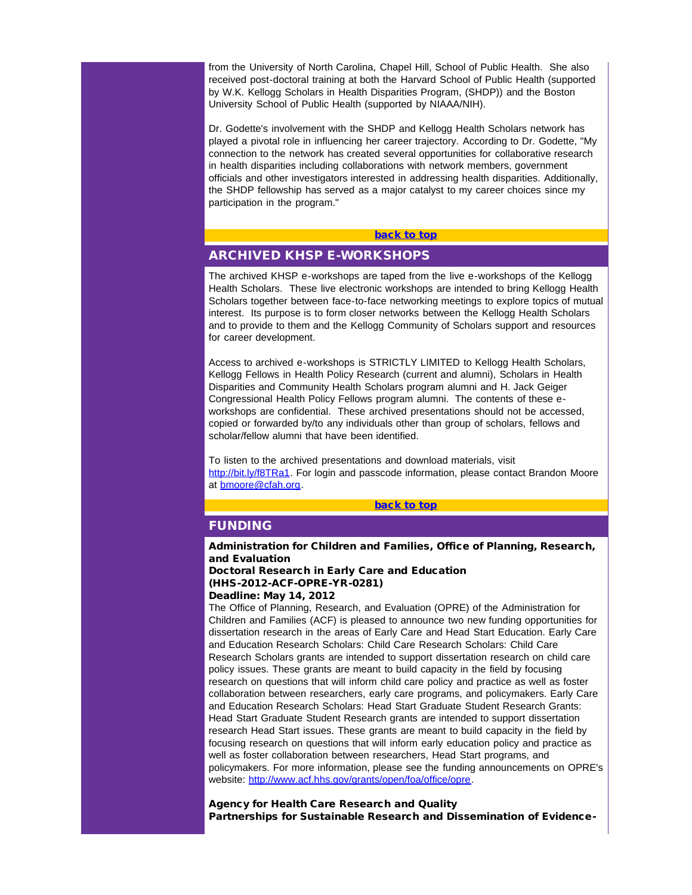from the University of North Carolina, Chapel Hill, School of Public Health. She also received post-doctoral training at both the Harvard School of Public Health (supported by W.K. Kellogg Scholars in Health Disparities Program, (SHDP)) and the Boston University School of Public Health (supported by NIAAA/NIH).

Dr. Godette's involvement with the SHDP and Kellogg Health Scholars network has played a pivotal role in influencing her career trajectory. According to Dr. Godette, "My connection to the network has created several opportunities for collaborative research in health disparities including collaborations with network members, government officials and other investigators interested in addressing health disparities. Additionally, the SHDP fellowship has served as a major catalyst to my career choices since my participation in the program."

[back to top]

## ARCHIVED KHSP E-WORKSHOPS

The archived KHSP e-workshops are taped from the live e-workshops of the Kellogg Health Scholars. These live electronic workshops are intended to bring Kellogg Health Scholars together between face-to-face networking meetings to explore topics of mutual interest. Its purpose is to form closer networks between the Kellogg Health Scholars and to provide to them and the Kellogg Community of Scholars support and resources for career development.

Access to archived e-workshops is STRICTLY LIMITED to Kellogg Health Scholars, Kellogg Fellows in Health Policy Research (current and alumni), Scholars in Health Disparities and Community Health Scholars program alumni and H. Jack Geiger Congressional Health Policy Fellows program alumni. The contents of these e-workshops are confidential. These archived presentations should not be accessed, copied or forwarded by/to any individuals other than group of scholars, fellows and scholar/fellow alumni that have been identified.

To listen to the archived presentations and download materials, visit http://bit.ly/f8TRa1. For login and passcode information, please contact Brandon Moore at bmoore@cfah.org.

[back to top]

## FUNDING

**Administration for Children and Families, Office of Planning, Research, and Evaluation**
**Doctoral Research in Early Care and Education (HHS-2012-ACF-OPRE-YR-0281)**
**Deadline: May 14, 2012**
The Office of Planning, Research, and Evaluation (OPRE) of the Administration for Children and Families (ACF) is pleased to announce two new funding opportunities for dissertation research in the areas of Early Care and Head Start Education. Early Care and Education Research Scholars: Child Care Research Scholars: Child Care Research Scholars grants are intended to support dissertation research on child care policy issues. These grants are meant to build capacity in the field by focusing research on questions that will inform child care policy and practice as well as foster collaboration between researchers, early care programs, and policymakers. Early Care and Education Research Scholars: Head Start Graduate Student Research Grants: Head Start Graduate Student Research grants are intended to support dissertation research Head Start issues. These grants are meant to build capacity in the field by focusing research on questions that will inform early education policy and practice as well as foster collaboration between researchers, Head Start programs, and policymakers. For more information, please see the funding announcements on OPRE's website: http://www.acf.hhs.gov/grants/open/foa/office/opre.

**Agency for Health Care Research and Quality**
**Partnerships for Sustainable Research and Dissemination of Evidence-**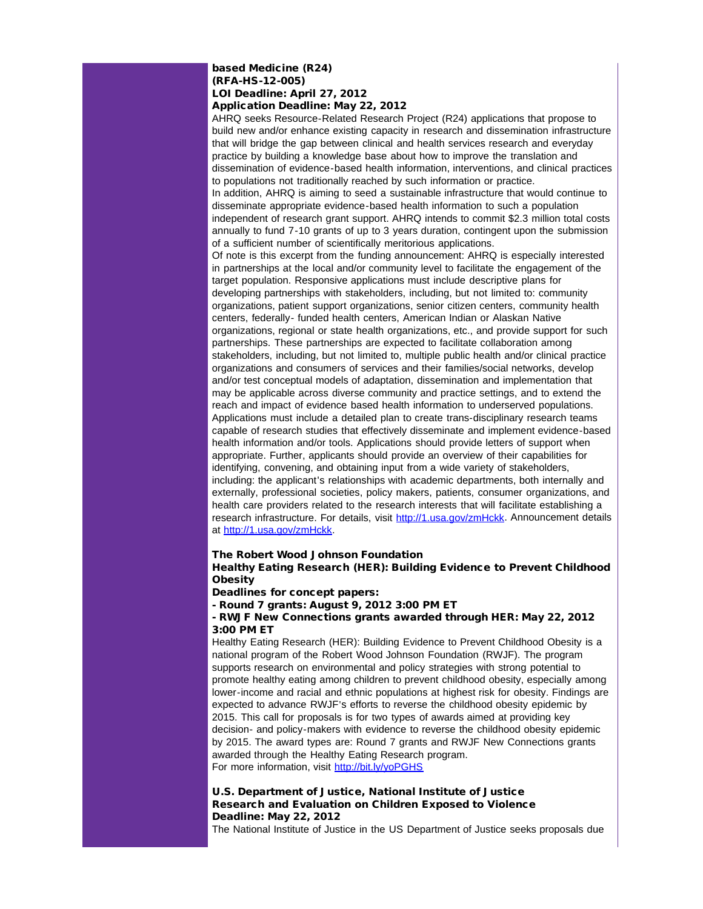**based Medicine (R24)**
**(RFA-HS-12-005)**
**LOI Deadline: April 27, 2012**
**Application Deadline: May 22, 2012**

AHRQ seeks Resource-Related Research Project (R24) applications that propose to build new and/or enhance existing capacity in research and dissemination infrastructure that will bridge the gap between clinical and health services research and everyday practice by building a knowledge base about how to improve the translation and dissemination of evidence-based health information, interventions, and clinical practices to populations not traditionally reached by such information or practice.

In addition, AHRQ is aiming to seed a sustainable infrastructure that would continue to disseminate appropriate evidence-based health information to such a population independent of research grant support. AHRQ intends to commit $2.3 million total costs annually to fund 7-10 grants of up to 3 years duration, contingent upon the submission of a sufficient number of scientifically meritorious applications.

Of note is this excerpt from the funding announcement: AHRQ is especially interested in partnerships at the local and/or community level to facilitate the engagement of the target population. Responsive applications must include descriptive plans for developing partnerships with stakeholders, including, but not limited to: community organizations, patient support organizations, senior citizen centers, community health centers, federally- funded health centers, American Indian or Alaskan Native organizations, regional or state health organizations, etc., and provide support for such partnerships. These partnerships are expected to facilitate collaboration among stakeholders, including, but not limited to, multiple public health and/or clinical practice organizations and consumers of services and their families/social networks, develop and/or test conceptual models of adaptation, dissemination and implementation that may be applicable across diverse community and practice settings, and to extend the reach and impact of evidence based health information to underserved populations. Applications must include a detailed plan to create trans-disciplinary research teams capable of research studies that effectively disseminate and implement evidence-based health information and/or tools. Applications should provide letters of support when appropriate. Further, applicants should provide an overview of their capabilities for identifying, convening, and obtaining input from a wide variety of stakeholders, including: the applicant's relationships with academic departments, both internally and externally, professional societies, policy makers, patients, consumer organizations, and health care providers related to the research interests that will facilitate establishing a research infrastructure. For details, visit http://1.usa.gov/zmHckk. Announcement details at http://1.usa.gov/zmHckk.

**The Robert Wood Johnson Foundation**
**Healthy Eating Research (HER): Building Evidence to Prevent Childhood Obesity**
**Deadlines for concept papers:**
**- Round 7 grants: August 9, 2012 3:00 PM ET**
**- RWJF New Connections grants awarded through HER: May 22, 2012 3:00 PM ET**

Healthy Eating Research (HER): Building Evidence to Prevent Childhood Obesity is a national program of the Robert Wood Johnson Foundation (RWJF). The program supports research on environmental and policy strategies with strong potential to promote healthy eating among children to prevent childhood obesity, especially among lower-income and racial and ethnic populations at highest risk for obesity. Findings are expected to advance RWJF's efforts to reverse the childhood obesity epidemic by 2015. This call for proposals is for two types of awards aimed at providing key decision- and policy-makers with evidence to reverse the childhood obesity epidemic by 2015. The award types are: Round 7 grants and RWJF New Connections grants awarded through the Healthy Eating Research program.
For more information, visit http://bit.ly/yoPGHS

**U.S. Department of Justice, National Institute of Justice**
**Research and Evaluation on Children Exposed to Violence**
**Deadline: May 22, 2012**

The National Institute of Justice in the US Department of Justice seeks proposals due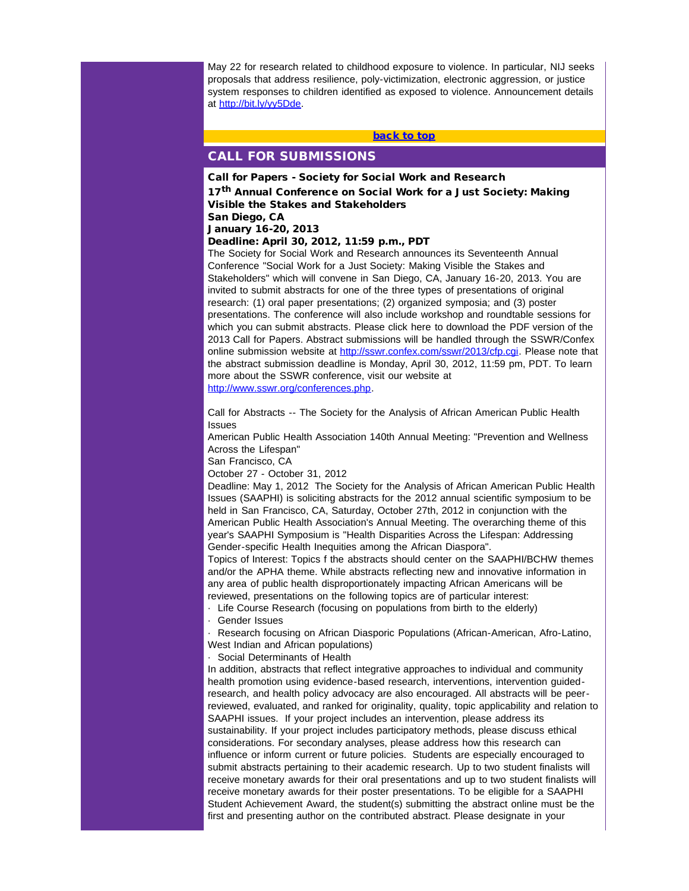May 22 for research related to childhood exposure to violence. In particular, NIJ seeks proposals that address resilience, poly-victimization, electronic aggression, or justice system responses to children identified as exposed to violence. Announcement details at [http://bit.ly/yy5Dde](http://bit.ly/yy5Dde).

**[back to top](#)**

## CALL FOR SUBMISSIONS

**Call for Papers - Society for Social Work and Research**
**17th Annual Conference on Social Work for a Just Society: Making Visible the Stakes and Stakeholders**
**San Diego, CA**
**January 16-20, 2013**
**Deadline: April 30, 2012, 11:59 p.m., PDT**

The Society for Social Work and Research announces its Seventeenth Annual Conference "Social Work for a Just Society: Making Visible the Stakes and Stakeholders" which will convene in San Diego, CA, January 16-20, 2013. You are invited to submit abstracts for one of the three types of presentations of original research: (1) oral paper presentations; (2) organized symposia; and (3) poster presentations. The conference will also include workshop and roundtable sessions for which you can submit abstracts. Please click here to download the PDF version of the 2013 Call for Papers. Abstract submissions will be handled through the SSWR/Confex online submission website at [http://sswr.confex.com/sswr/2013/cfp.cgi](http://sswr.confex.com/sswr/2013/cfp.cgi). Please note that the abstract submission deadline is Monday, April 30, 2012, 11:59 pm, PDT. To learn more about the SSWR conference, visit our website at [http://www.sswr.org/conferences.php](http://www.sswr.org/conferences.php).

Call for Abstracts -- The Society for the Analysis of African American Public Health Issues
American Public Health Association 140th Annual Meeting: "Prevention and Wellness Across the Lifespan"
San Francisco, CA
October 27 - October 31, 2012
Deadline: May 1, 2012 The Society for the Analysis of African American Public Health Issues (SAAPHI) is soliciting abstracts for the 2012 annual scientific symposium to be held in San Francisco, CA, Saturday, October 27th, 2012 in conjunction with the American Public Health Association's Annual Meeting. The overarching theme of this year's SAAPHI Symposium is "Health Disparities Across the Lifespan: Addressing Gender-specific Health Inequities among the African Diaspora".
Topics of Interest: Topics f the abstracts should center on the SAAPHI/BCHW themes and/or the APHA theme. While abstracts reflecting new and innovative information in any area of public health disproportionately impacting African Americans will be reviewed, presentations on the following topics are of particular interest:

- Life Course Research (focusing on populations from birth to the elderly)
- Gender Issues
- Research focusing on African Diasporic Populations (African-American, Afro-Latino, West Indian and African populations)
- Social Determinants of Health

In addition, abstracts that reflect integrative approaches to individual and community health promotion using evidence-based research, interventions, intervention guided-research, and health policy advocacy are also encouraged. All abstracts will be peer-reviewed, evaluated, and ranked for originality, quality, topic applicability and relation to SAAPHI issues. If your project includes an intervention, please address its sustainability. If your project includes participatory methods, please discuss ethical considerations. For secondary analyses, please address how this research can influence or inform current or future policies. Students are especially encouraged to submit abstracts pertaining to their academic research. Up to two student finalists will receive monetary awards for their oral presentations and up to two student finalists will receive monetary awards for their poster presentations. To be eligible for a SAAPHI Student Achievement Award, the student(s) submitting the abstract online must be the first and presenting author on the contributed abstract. Please designate in your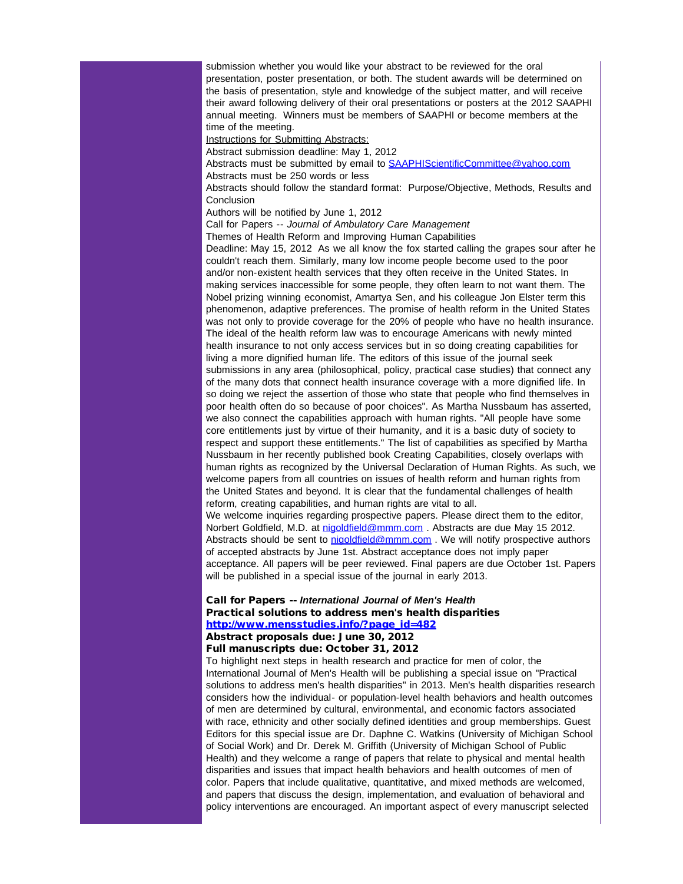submission whether you would like your abstract to be reviewed for the oral presentation, poster presentation, or both. The student awards will be determined on the basis of presentation, style and knowledge of the subject matter, and will receive their award following delivery of their oral presentations or posters at the 2012 SAAPHI annual meeting. Winners must be members of SAAPHI or become members at the time of the meeting.

Instructions for Submitting Abstracts:

Abstract submission deadline: May 1, 2012

Abstracts must be submitted by email to [SAAPHIScientificCommittee@yahoo.com](mailto:SAAPHIScientificCommittee@yahoo.com)

Abstracts must be 250 words or less

Abstracts should follow the standard format: Purpose/Objective, Methods, Results and Conclusion

Authors will be notified by June 1, 2012

Call for Papers -- *Journal of Ambulatory Care Management*

Themes of Health Reform and Improving Human Capabilities

Deadline: May 15, 2012 As we all know the fox started calling the grapes sour after he couldn't reach them. Similarly, many low income people become used to the poor and/or non-existent health services that they often receive in the United States. In making services inaccessible for some people, they often learn to not want them. The Nobel prizing winning economist, Amartya Sen, and his colleague Jon Elster term this phenomenon, adaptive preferences. The promise of health reform in the United States was not only to provide coverage for the 20% of people who have no health insurance. The ideal of the health reform law was to encourage Americans with newly minted health insurance to not only access services but in so doing creating capabilities for living a more dignified human life. The editors of this issue of the journal seek submissions in any area (philosophical, policy, practical case studies) that connect any of the many dots that connect health insurance coverage with a more dignified life. In so doing we reject the assertion of those who state that people who find themselves in poor health often do so because of poor choices". As Martha Nussbaum has asserted, we also connect the capabilities approach with human rights. "All people have some core entitlements just by virtue of their humanity, and it is a basic duty of society to respect and support these entitlements." The list of capabilities as specified by Martha Nussbaum in her recently published book Creating Capabilities, closely overlaps with human rights as recognized by the Universal Declaration of Human Rights. As such, we welcome papers from all countries on issues of health reform and human rights from the United States and beyond. It is clear that the fundamental challenges of health reform, creating capabilities, and human rights are vital to all.

We welcome inquiries regarding prospective papers. Please direct them to the editor, Norbert Goldfield, M.D. at [nigoldfield@mmm.com](mailto:nigoldfield@mmm.com) . Abstracts are due May 15 2012. Abstracts should be sent to [nigoldfield@mmm.com](mailto:nigoldfield@mmm.com) . We will notify prospective authors of accepted abstracts by June 1st. Abstract acceptance does not imply paper acceptance. All papers will be peer reviewed. Final papers are due October 1st. Papers will be published in a special issue of the journal in early 2013.

**Call for Papers -- *International Journal of Men's Health***
**Practical solutions to address men's health disparities**
**[http://www.mensstudies.info/?page_id=482](http://www.mensstudies.info/?page_id=482)**
**Abstract proposals due: June 30, 2012**
**Full manuscripts due: October 31, 2012**

To highlight next steps in health research and practice for men of color, the International Journal of Men's Health will be publishing a special issue on "Practical solutions to address men's health disparities" in 2013. Men's health disparities research considers how the individual- or population-level health behaviors and health outcomes of men are determined by cultural, environmental, and economic factors associated with race, ethnicity and other socially defined identities and group memberships. Guest Editors for this special issue are Dr. Daphne C. Watkins (University of Michigan School of Social Work) and Dr. Derek M. Griffith (University of Michigan School of Public Health) and they welcome a range of papers that relate to physical and mental health disparities and issues that impact health behaviors and health outcomes of men of color. Papers that include qualitative, quantitative, and mixed methods are welcomed, and papers that discuss the design, implementation, and evaluation of behavioral and policy interventions are encouraged. An important aspect of every manuscript selected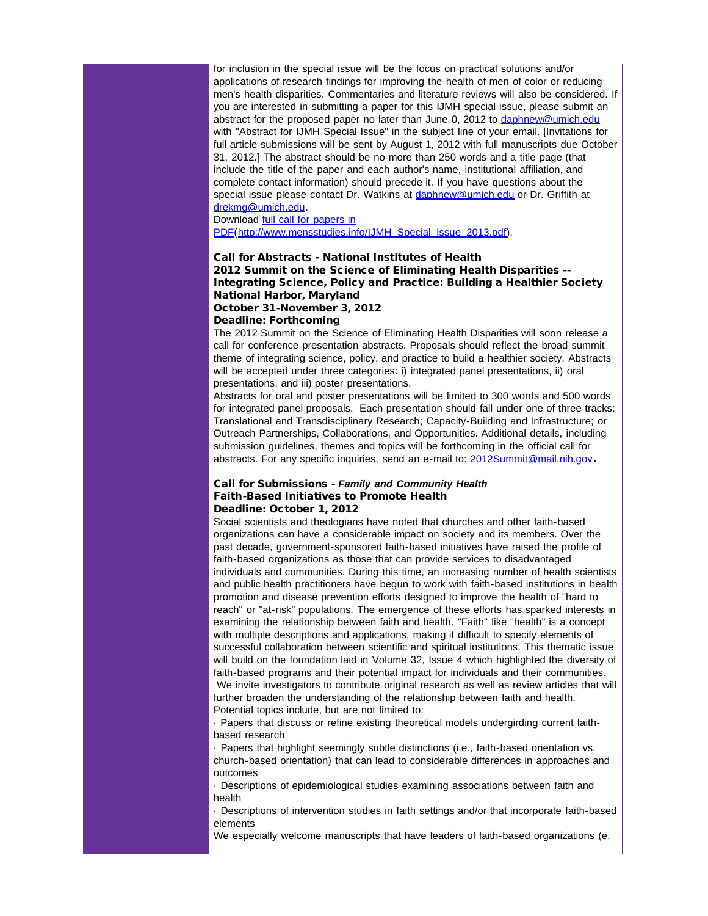for inclusion in the special issue will be the focus on practical solutions and/or applications of research findings for improving the health of men of color or reducing men's health disparities. Commentaries and literature reviews will also be considered. If you are interested in submitting a paper for this IJMH special issue, please submit an abstract for the proposed paper no later than June 0, 2012 to [daphnew@umich.edu](mailto:daphnew@umich.edu) with "Abstract for IJMH Special Issue" in the subject line of your email. [Invitations for full article submissions will be sent by August 1, 2012 with full manuscripts due October 31, 2012.] The abstract should be no more than 250 words and a title page (that include the title of the paper and each author's name, institutional affiliation, and complete contact information) should precede it. If you have questions about the special issue please contact Dr. Watkins at [daphnew@umich.edu](mailto:daphnew@umich.edu) or Dr. Griffith at [drekmg@umich.edu](mailto:drekmg@umich.edu).

Download [full call for papers in PDF](http://www.mensstudies.info/IJMH_Special_Issue_2013.pdf)(http://www.mensstudies.info/IJMH_Special_Issue_2013.pdf).

**Call for Abstracts - National Institutes of Health**
**2012 Summit on the Science of Eliminating Health Disparities -- Integrating Science, Policy and Practice: Building a Healthier Society**
**National Harbor, Maryland**
**October 31-November 3, 2012**
**Deadline: Forthcoming**

The 2012 Summit on the Science of Eliminating Health Disparities will soon release a call for conference presentation abstracts. Proposals should reflect the broad summit theme of integrating science, policy, and practice to build a healthier society. Abstracts will be accepted under three categories: i) integrated panel presentations, ii) oral presentations, and iii) poster presentations.

Abstracts for oral and poster presentations will be limited to 300 words and 500 words for integrated panel proposals. Each presentation should fall under one of three tracks: Translational and Transdisciplinary Research; Capacity-Building and Infrastructure; or Outreach Partnerships, Collaborations, and Opportunities. Additional details, including submission guidelines, themes and topics will be forthcoming in the official call for abstracts. For any specific inquiries, send an e-mail to: [2012Summit@mail.nih.gov](mailto:2012Summit@mail.nih.gov)**.**

**Call for Submissions -** ***Family and Community Health***
**Faith-Based Initiatives to Promote Health**
**Deadline: October 1, 2012**

Social scientists and theologians have noted that churches and other faith-based organizations can have a considerable impact on society and its members. Over the past decade, government-sponsored faith-based initiatives have raised the profile of faith-based organizations as those that can provide services to disadvantaged individuals and communities. During this time, an increasing number of health scientists and public health practitioners have begun to work with faith-based institutions in health promotion and disease prevention efforts designed to improve the health of "hard to reach" or "at-risk" populations. The emergence of these efforts has sparked interests in examining the relationship between faith and health. "Faith" like "health" is a concept with multiple descriptions and applications, making it difficult to specify elements of successful collaboration between scientific and spiritual institutions. This thematic issue will build on the foundation laid in Volume 32, Issue 4 which highlighted the diversity of faith-based programs and their potential impact for individuals and their communities.

We invite investigators to contribute original research as well as review articles that will further broaden the understanding of the relationship between faith and health. Potential topics include, but are not limited to:

· Papers that discuss or refine existing theoretical models undergirding current faith-based research

· Papers that highlight seemingly subtle distinctions (i.e., faith-based orientation vs. church-based orientation) that can lead to considerable differences in approaches and outcomes

· Descriptions of epidemiological studies examining associations between faith and health

· Descriptions of intervention studies in faith settings and/or that incorporate faith-based elements

We especially welcome manuscripts that have leaders of faith-based organizations (e.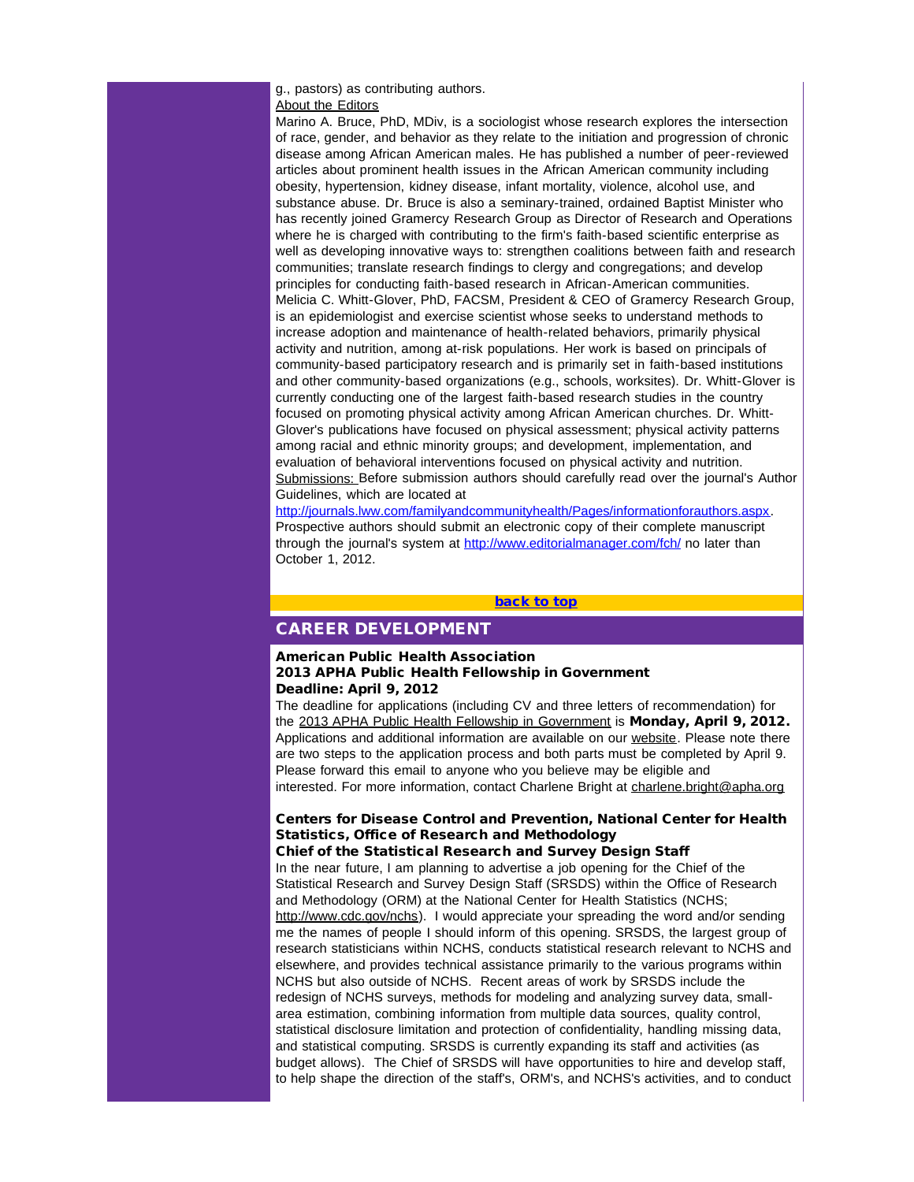g., pastors) as contributing authors.

About the Editors

Marino A. Bruce, PhD, MDiv, is a sociologist whose research explores the intersection of race, gender, and behavior as they relate to the initiation and progression of chronic disease among African American males. He has published a number of peer-reviewed articles about prominent health issues in the African American community including obesity, hypertension, kidney disease, infant mortality, violence, alcohol use, and substance abuse. Dr. Bruce is also a seminary-trained, ordained Baptist Minister who has recently joined Gramercy Research Group as Director of Research and Operations where he is charged with contributing to the firm's faith-based scientific enterprise as well as developing innovative ways to: strengthen coalitions between faith and research communities; translate research findings to clergy and congregations; and develop principles for conducting faith-based research in African-American communities.

Melicia C. Whitt-Glover, PhD, FACSM, President & CEO of Gramercy Research Group, is an epidemiologist and exercise scientist whose seeks to understand methods to increase adoption and maintenance of health-related behaviors, primarily physical activity and nutrition, among at-risk populations. Her work is based on principals of community-based participatory research and is primarily set in faith-based institutions and other community-based organizations (e.g., schools, worksites). Dr. Whitt-Glover is currently conducting one of the largest faith-based research studies in the country focused on promoting physical activity among African American churches. Dr. Whitt-Glover's publications have focused on physical assessment; physical activity patterns among racial and ethnic minority groups; and development, implementation, and evaluation of behavioral interventions focused on physical activity and nutrition.

Submissions: Before submission authors should carefully read over the journal's Author Guidelines, which are located at http://journals.lww.com/familyandcommunityhealth/Pages/informationforauthors.aspx. Prospective authors should submit an electronic copy of their complete manuscript through the journal's system at http://www.editorialmanager.com/fch/ no later than October 1, 2012.

back to top

## CAREER DEVELOPMENT

**American Public Health Association**
**2013 APHA Public Health Fellowship in Government**
**Deadline: April 9, 2012**

The deadline for applications (including CV and three letters of recommendation) for the 2013 APHA Public Health Fellowship in Government is **Monday, April 9, 2012.** Applications and additional information are available on our website. Please note there are two steps to the application process and both parts must be completed by April 9. Please forward this email to anyone who you believe may be eligible and interested. For more information, contact Charlene Bright at charlene.bright@apha.org

**Centers for Disease Control and Prevention, National Center for Health Statistics, Office of Research and Methodology**
**Chief of the Statistical Research and Survey Design Staff**

In the near future, I am planning to advertise a job opening for the Chief of the Statistical Research and Survey Design Staff (SRSDS) within the Office of Research and Methodology (ORM) at the National Center for Health Statistics (NCHS; http://www.cdc.gov/nchs). I would appreciate your spreading the word and/or sending me the names of people I should inform of this opening. SRSDS, the largest group of research statisticians within NCHS, conducts statistical research relevant to NCHS and elsewhere, and provides technical assistance primarily to the various programs within NCHS but also outside of NCHS. Recent areas of work by SRSDS include the redesign of NCHS surveys, methods for modeling and analyzing survey data, small-area estimation, combining information from multiple data sources, quality control, statistical disclosure limitation and protection of confidentiality, handling missing data, and statistical computing. SRSDS is currently expanding its staff and activities (as budget allows). The Chief of SRSDS will have opportunities to hire and develop staff, to help shape the direction of the staff's, ORM's, and NCHS's activities, and to conduct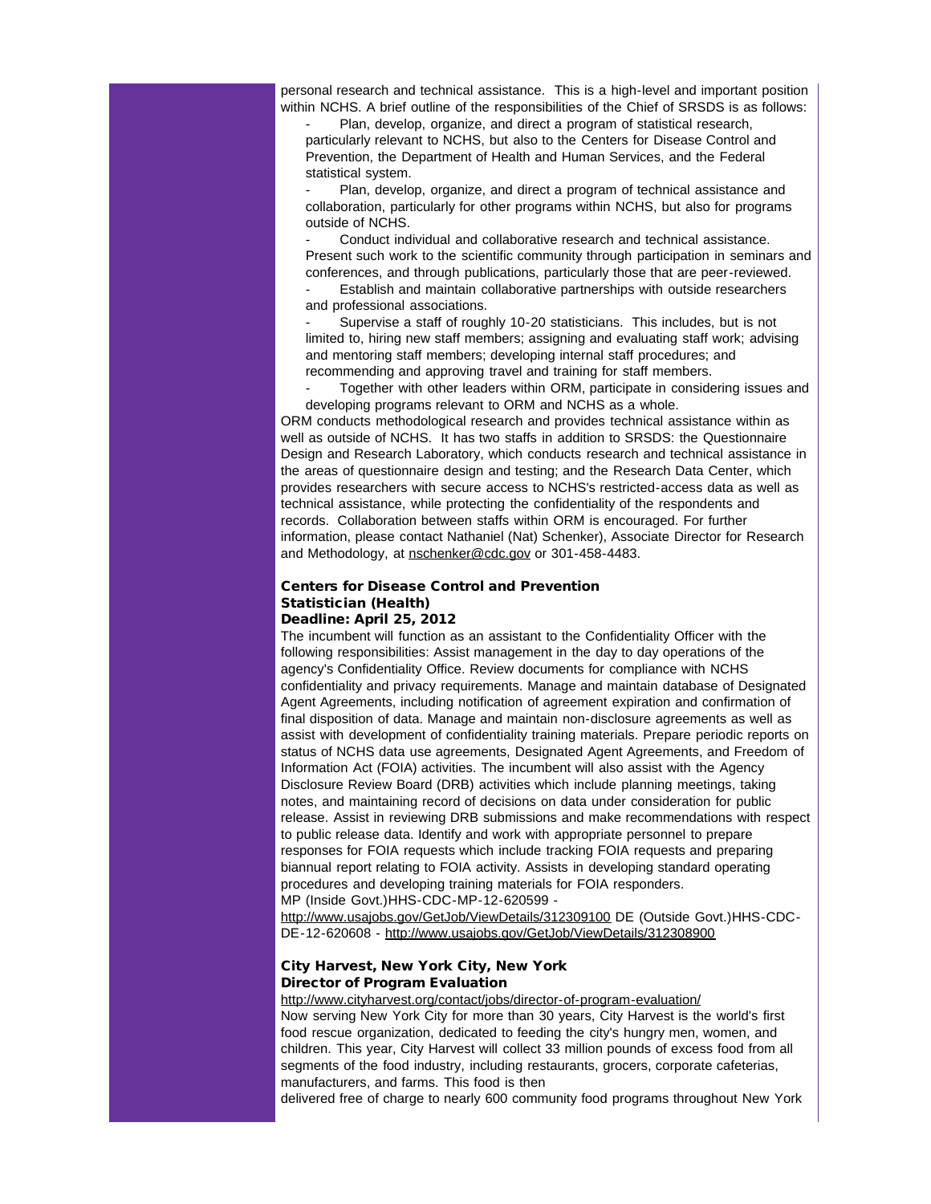personal research and technical assistance. This is a high-level and important position within NCHS. A brief outline of the responsibilities of the Chief of SRSDS is as follows:

- Plan, develop, organize, and direct a program of statistical research, particularly relevant to NCHS, but also to the Centers for Disease Control and Prevention, the Department of Health and Human Services, and the Federal statistical system.
- Plan, develop, organize, and direct a program of technical assistance and collaboration, particularly for other programs within NCHS, but also for programs outside of NCHS.
- Conduct individual and collaborative research and technical assistance. Present such work to the scientific community through participation in seminars and conferences, and through publications, particularly those that are peer-reviewed.
- Establish and maintain collaborative partnerships with outside researchers and professional associations.
- Supervise a staff of roughly 10-20 statisticians. This includes, but is not limited to, hiring new staff members; assigning and evaluating staff work; advising and mentoring staff members; developing internal staff procedures; and recommending and approving travel and training for staff members.
- Together with other leaders within ORM, participate in considering issues and developing programs relevant to ORM and NCHS as a whole.

ORM conducts methodological research and provides technical assistance within as well as outside of NCHS. It has two staffs in addition to SRSDS: the Questionnaire Design and Research Laboratory, which conducts research and technical assistance in the areas of questionnaire design and testing; and the Research Data Center, which provides researchers with secure access to NCHS's restricted-access data as well as technical assistance, while protecting the confidentiality of the respondents and records. Collaboration between staffs within ORM is encouraged. For further information, please contact Nathaniel (Nat) Schenker), Associate Director for Research and Methodology, at nschenker@cdc.gov or 301-458-4483.

**Centers for Disease Control and Prevention**
**Statistician (Health)**
**Deadline: April 25, 2012**

The incumbent will function as an assistant to the Confidentiality Officer with the following responsibilities: Assist management in the day to day operations of the agency's Confidentiality Office. Review documents for compliance with NCHS confidentiality and privacy requirements. Manage and maintain database of Designated Agent Agreements, including notification of agreement expiration and confirmation of final disposition of data. Manage and maintain non-disclosure agreements as well as assist with development of confidentiality training materials. Prepare periodic reports on status of NCHS data use agreements, Designated Agent Agreements, and Freedom of Information Act (FOIA) activities. The incumbent will also assist with the Agency Disclosure Review Board (DRB) activities which include planning meetings, taking notes, and maintaining record of decisions on data under consideration for public release. Assist in reviewing DRB submissions and make recommendations with respect to public release data. Identify and work with appropriate personnel to prepare responses for FOIA requests which include tracking FOIA requests and preparing biannual report relating to FOIA activity. Assists in developing standard operating procedures and developing training materials for FOIA responders.
MP (Inside Govt.)HHS-CDC-MP-12-620599 - http://www.usajobs.gov/GetJob/ViewDetails/312309100 DE (Outside Govt.)HHS-CDC-DE-12-620608 - http://www.usajobs.gov/GetJob/ViewDetails/312308900

**City Harvest, New York City, New York**
**Director of Program Evaluation**

http://www.cityharvest.org/contact/jobs/director-of-program-evaluation/

Now serving New York City for more than 30 years, City Harvest is the world's first food rescue organization, dedicated to feeding the city's hungry men, women, and children. This year, City Harvest will collect 33 million pounds of excess food from all segments of the food industry, including restaurants, grocers, corporate cafeterias, manufacturers, and farms. This food is then
delivered free of charge to nearly 600 community food programs throughout New York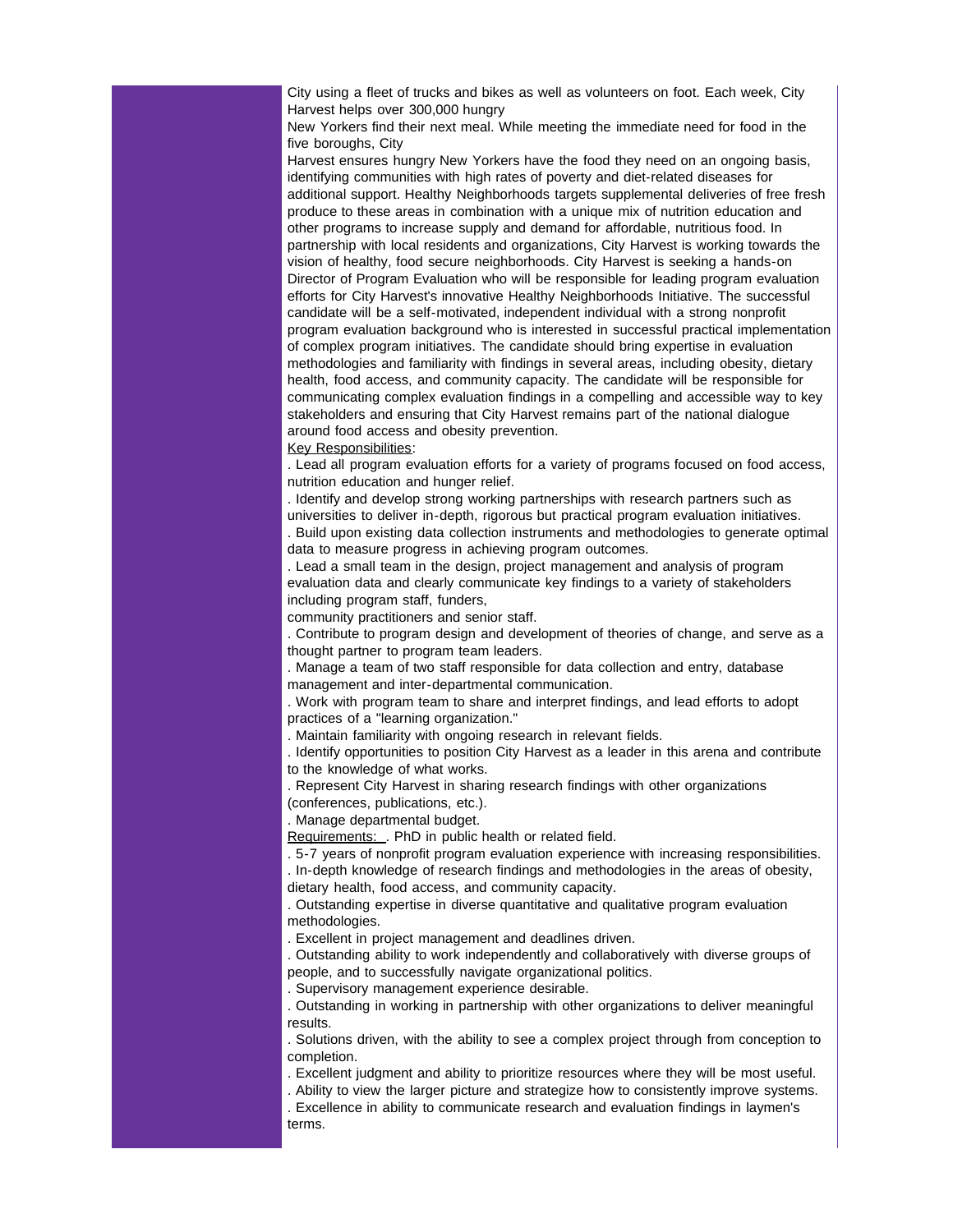City using a fleet of trucks and bikes as well as volunteers on foot. Each week, City Harvest helps over 300,000 hungry New Yorkers find their next meal. While meeting the immediate need for food in the five boroughs, City Harvest ensures hungry New Yorkers have the food they need on an ongoing basis, identifying communities with high rates of poverty and diet-related diseases for additional support. Healthy Neighborhoods targets supplemental deliveries of free fresh produce to these areas in combination with a unique mix of nutrition education and other programs to increase supply and demand for affordable, nutritious food. In partnership with local residents and organizations, City Harvest is working towards the vision of healthy, food secure neighborhoods. City Harvest is seeking a hands-on Director of Program Evaluation who will be responsible for leading program evaluation efforts for City Harvest's innovative Healthy Neighborhoods Initiative. The successful candidate will be a self-motivated, independent individual with a strong nonprofit program evaluation background who is interested in successful practical implementation of complex program initiatives. The candidate should bring expertise in evaluation methodologies and familiarity with findings in several areas, including obesity, dietary health, food access, and community capacity. The candidate will be responsible for communicating complex evaluation findings in a compelling and accessible way to key stakeholders and ensuring that City Harvest remains part of the national dialogue around food access and obesity prevention.

Key Responsibilities:

. Lead all program evaluation efforts for a variety of programs focused on food access, nutrition education and hunger relief.

. Identify and develop strong working partnerships with research partners such as universities to deliver in-depth, rigorous but practical program evaluation initiatives.

. Build upon existing data collection instruments and methodologies to generate optimal data to measure progress in achieving program outcomes.

. Lead a small team in the design, project management and analysis of program evaluation data and clearly communicate key findings to a variety of stakeholders including program staff, funders, community practitioners and senior staff.

. Contribute to program design and development of theories of change, and serve as a thought partner to program team leaders.

. Manage a team of two staff responsible for data collection and entry, database management and inter-departmental communication.

. Work with program team to share and interpret findings, and lead efforts to adopt practices of a "learning organization."

. Maintain familiarity with ongoing research in relevant fields.

. Identify opportunities to position City Harvest as a leader in this arena and contribute to the knowledge of what works.

. Represent City Harvest in sharing research findings with other organizations (conferences, publications, etc.).

. Manage departmental budget.

Requirements: . PhD in public health or related field.

. 5-7 years of nonprofit program evaluation experience with increasing responsibilities.

. In-depth knowledge of research findings and methodologies in the areas of obesity, dietary health, food access, and community capacity.

. Outstanding expertise in diverse quantitative and qualitative program evaluation methodologies.

. Excellent in project management and deadlines driven.

. Outstanding ability to work independently and collaboratively with diverse groups of people, and to successfully navigate organizational politics.

. Supervisory management experience desirable.

. Outstanding in working in partnership with other organizations to deliver meaningful results.

. Solutions driven, with the ability to see a complex project through from conception to completion.

. Excellent judgment and ability to prioritize resources where they will be most useful.

. Ability to view the larger picture and strategize how to consistently improve systems.

. Excellence in ability to communicate research and evaluation findings in laymen's terms.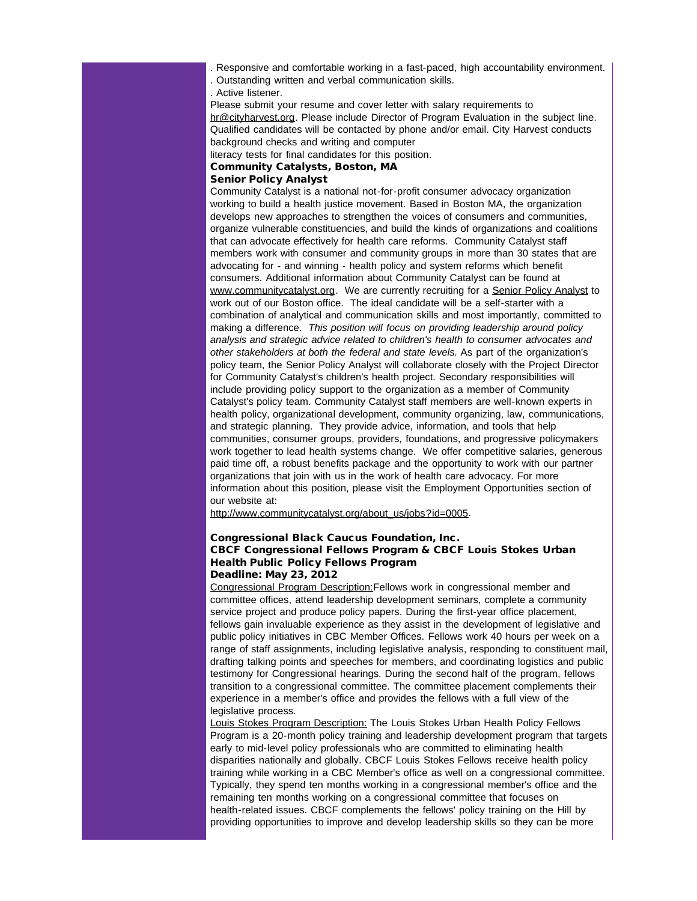. Responsive and comfortable working in a fast-paced, high accountability environment.
. Outstanding written and verbal communication skills.
. Active listener.

Please submit your resume and cover letter with salary requirements to hr@cityharvest.org. Please include Director of Program Evaluation in the subject line. Qualified candidates will be contacted by phone and/or email. City Harvest conducts background checks and writing and computer literacy tests for final candidates for this position.

**Community Catalysts, Boston, MA**
**Senior Policy Analyst**

Community Catalyst is a national not-for-profit consumer advocacy organization working to build a health justice movement. Based in Boston MA, the organization develops new approaches to strengthen the voices of consumers and communities, organize vulnerable constituencies, and build the kinds of organizations and coalitions that can advocate effectively for health care reforms. Community Catalyst staff members work with consumer and community groups in more than 30 states that are advocating for - and winning - health policy and system reforms which benefit consumers. Additional information about Community Catalyst can be found at www.communitycatalyst.org. We are currently recruiting for a Senior Policy Analyst to work out of our Boston office. The ideal candidate will be a self-starter with a combination of analytical and communication skills and most importantly, committed to making a difference. *This position will focus on providing leadership around policy analysis and strategic advice related to children's health to consumer advocates and other stakeholders at both the federal and state levels.* As part of the organization's policy team, the Senior Policy Analyst will collaborate closely with the Project Director for Community Catalyst's children's health project. Secondary responsibilities will include providing policy support to the organization as a member of Community Catalyst's policy team. Community Catalyst staff members are well-known experts in health policy, organizational development, community organizing, law, communications, and strategic planning. They provide advice, information, and tools that help communities, consumer groups, providers, foundations, and progressive policymakers work together to lead health systems change. We offer competitive salaries, generous paid time off, a robust benefits package and the opportunity to work with our partner organizations that join with us in the work of health care advocacy. For more information about this position, please visit the Employment Opportunities section of our website at:
http://www.communitycatalyst.org/about_us/jobs?id=0005.

**Congressional Black Caucus Foundation, Inc.**
**CBCF Congressional Fellows Program & CBCF Louis Stokes Urban Health Public Policy Fellows Program**
**Deadline: May 23, 2012**

Congressional Program Description:Fellows work in congressional member and committee offices, attend leadership development seminars, complete a community service project and produce policy papers. During the first-year office placement, fellows gain invaluable experience as they assist in the development of legislative and public policy initiatives in CBC Member Offices. Fellows work 40 hours per week on a range of staff assignments, including legislative analysis, responding to constituent mail, drafting talking points and speeches for members, and coordinating logistics and public testimony for Congressional hearings. During the second half of the program, fellows transition to a congressional committee. The committee placement complements their experience in a member's office and provides the fellows with a full view of the legislative process.

Louis Stokes Program Description: The Louis Stokes Urban Health Policy Fellows Program is a 20-month policy training and leadership development program that targets early to mid-level policy professionals who are committed to eliminating health disparities nationally and globally. CBCF Louis Stokes Fellows receive health policy training while working in a CBC Member's office as well on a congressional committee. Typically, they spend ten months working in a congressional member's office and the remaining ten months working on a congressional committee that focuses on health-related issues. CBCF complements the fellows' policy training on the Hill by providing opportunities to improve and develop leadership skills so they can be more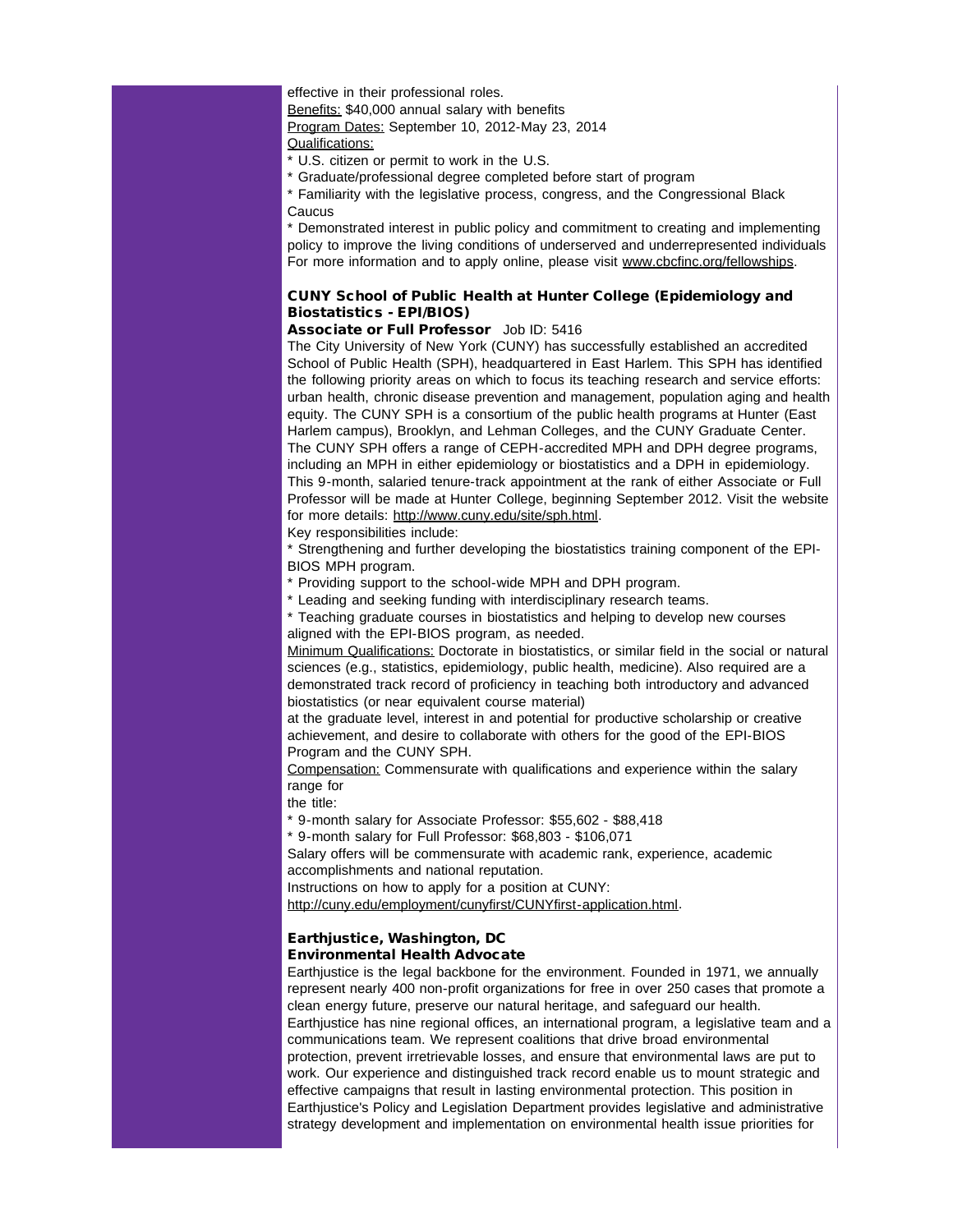effective in their professional roles.

Benefits: $40,000 annual salary with benefits

Program Dates: September 10, 2012-May 23, 2014

Qualifications:

* U.S. citizen or permit to work in the U.S.
* Graduate/professional degree completed before start of program
* Familiarity with the legislative process, congress, and the Congressional Black Caucus
* Demonstrated interest in public policy and commitment to creating and implementing policy to improve the living conditions of underserved and underrepresented individuals

For more information and to apply online, please visit www.cbcfinc.org/fellowships.

### CUNY School of Public Health at Hunter College (Epidemiology and Biostatistics - EPI/BIOS)

**Associate or Full Professor** Job ID: 5416

The City University of New York (CUNY) has successfully established an accredited School of Public Health (SPH), headquartered in East Harlem. This SPH has identified the following priority areas on which to focus its teaching research and service efforts: urban health, chronic disease prevention and management, population aging and health equity. The CUNY SPH is a consortium of the public health programs at Hunter (East Harlem campus), Brooklyn, and Lehman Colleges, and the CUNY Graduate Center. The CUNY SPH offers a range of CEPH-accredited MPH and DPH degree programs, including an MPH in either epidemiology or biostatistics and a DPH in epidemiology. This 9-month, salaried tenure-track appointment at the rank of either Associate or Full Professor will be made at Hunter College, beginning September 2012. Visit the website for more details: http://www.cuny.edu/site/sph.html.

Key responsibilities include:

* Strengthening and further developing the biostatistics training component of the EPI-BIOS MPH program.
* Providing support to the school-wide MPH and DPH program.
* Leading and seeking funding with interdisciplinary research teams.
* Teaching graduate courses in biostatistics and helping to develop new courses aligned with the EPI-BIOS program, as needed.

Minimum Qualifications: Doctorate in biostatistics, or similar field in the social or natural sciences (e.g., statistics, epidemiology, public health, medicine). Also required are a demonstrated track record of proficiency in teaching both introductory and advanced biostatistics (or near equivalent course material)
at the graduate level, interest in and potential for productive scholarship or creative achievement, and desire to collaborate with others for the good of the EPI-BIOS Program and the CUNY SPH.

Compensation: Commensurate with qualifications and experience within the salary range for
the title:

* 9-month salary for Associate Professor: $55,602 - $88,418
* 9-month salary for Full Professor: $68,803 - $106,071

Salary offers will be commensurate with academic rank, experience, academic accomplishments and national reputation.

Instructions on how to apply for a position at CUNY:
http://cuny.edu/employment/cunyfirst/CUNYfirst-application.html.

### Earthjustice, Washington, DC

**Environmental Health Advocate**

Earthjustice is the legal backbone for the environment. Founded in 1971, we annually represent nearly 400 non-profit organizations for free in over 250 cases that promote a clean energy future, preserve our natural heritage, and safeguard our health. Earthjustice has nine regional offices, an international program, a legislative team and a communications team. We represent coalitions that drive broad environmental protection, prevent irretrievable losses, and ensure that environmental laws are put to work. Our experience and distinguished track record enable us to mount strategic and effective campaigns that result in lasting environmental protection. This position in Earthjustice's Policy and Legislation Department provides legislative and administrative strategy development and implementation on environmental health issue priorities for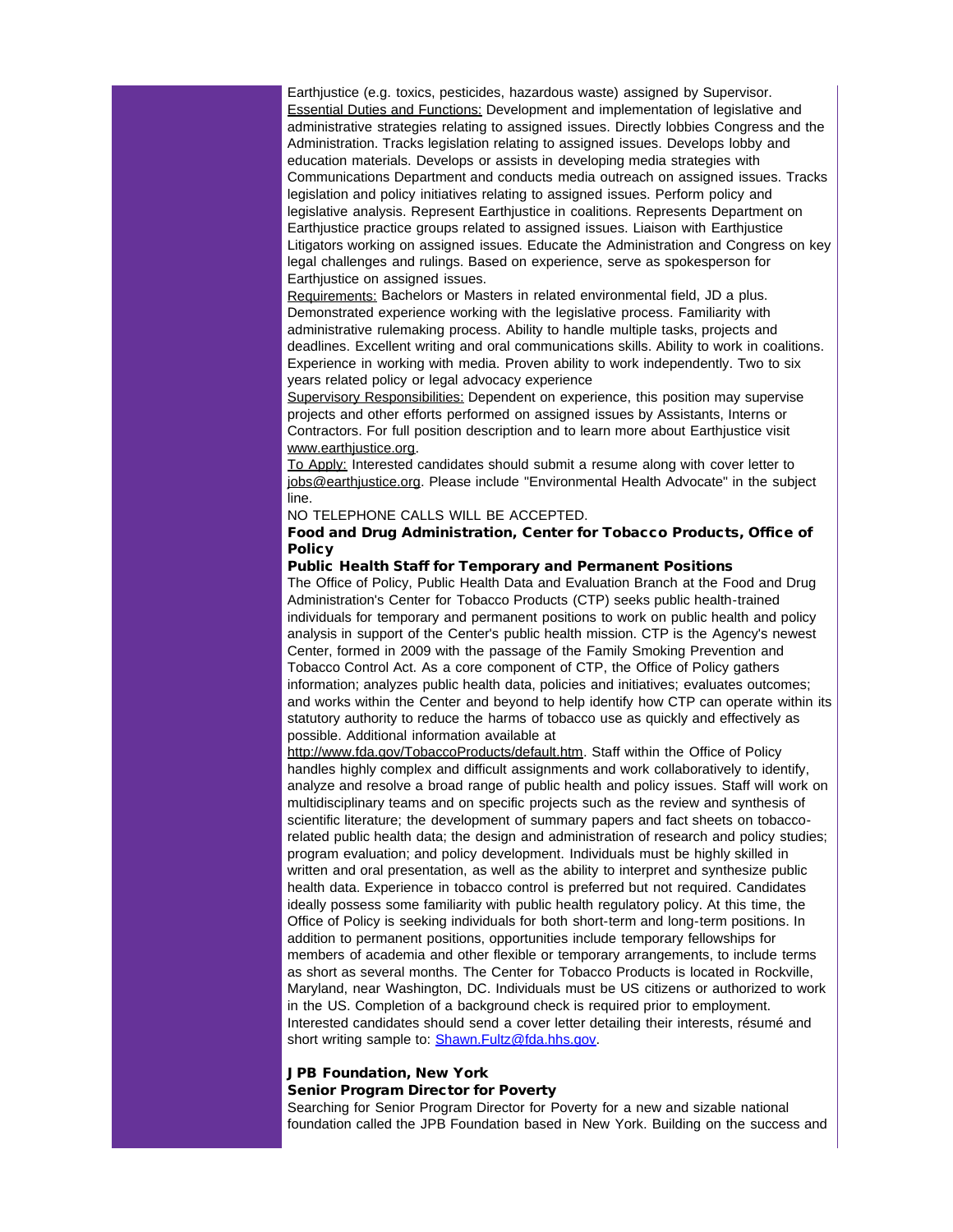Earthjustice (e.g. toxics, pesticides, hazardous waste) assigned by Supervisor.
Essential Duties and Functions: Development and implementation of legislative and administrative strategies relating to assigned issues. Directly lobbies Congress and the Administration. Tracks legislation relating to assigned issues. Develops lobby and education materials. Develops or assists in developing media strategies with Communications Department and conducts media outreach on assigned issues. Tracks legislation and policy initiatives relating to assigned issues. Perform policy and legislative analysis. Represent Earthjustice in coalitions. Represents Department on Earthjustice practice groups related to assigned issues. Liaison with Earthjustice Litigators working on assigned issues. Educate the Administration and Congress on key legal challenges and rulings. Based on experience, serve as spokesperson for Earthjustice on assigned issues.
Requirements: Bachelors or Masters in related environmental field, JD a plus. Demonstrated experience working with the legislative process. Familiarity with administrative rulemaking process. Ability to handle multiple tasks, projects and deadlines. Excellent writing and oral communications skills. Ability to work in coalitions. Experience in working with media. Proven ability to work independently. Two to six years related policy or legal advocacy experience
Supervisory Responsibilities: Dependent on experience, this position may supervise projects and other efforts performed on assigned issues by Assistants, Interns or Contractors. For full position description and to learn more about Earthjustice visit www.earthjustice.org.
To Apply: Interested candidates should submit a resume along with cover letter to jobs@earthjustice.org. Please include "Environmental Health Advocate" in the subject line.
NO TELEPHONE CALLS WILL BE ACCEPTED.

**Food and Drug Administration, Center for Tobacco Products, Office of Policy**
**Public Health Staff for Temporary and Permanent Positions**

The Office of Policy, Public Health Data and Evaluation Branch at the Food and Drug Administration's Center for Tobacco Products (CTP) seeks public health-trained individuals for temporary and permanent positions to work on public health and policy analysis in support of the Center's public health mission. CTP is the Agency's newest Center, formed in 2009 with the passage of the Family Smoking Prevention and Tobacco Control Act. As a core component of CTP, the Office of Policy gathers information; analyzes public health data, policies and initiatives; evaluates outcomes; and works within the Center and beyond to help identify how CTP can operate within its statutory authority to reduce the harms of tobacco use as quickly and effectively as possible. Additional information available at http://www.fda.gov/TobaccoProducts/default.htm. Staff within the Office of Policy handles highly complex and difficult assignments and work collaboratively to identify, analyze and resolve a broad range of public health and policy issues. Staff will work on multidisciplinary teams and on specific projects such as the review and synthesis of scientific literature; the development of summary papers and fact sheets on tobacco-related public health data; the design and administration of research and policy studies; program evaluation; and policy development. Individuals must be highly skilled in written and oral presentation, as well as the ability to interpret and synthesize public health data. Experience in tobacco control is preferred but not required. Candidates ideally possess some familiarity with public health regulatory policy. At this time, the Office of Policy is seeking individuals for both short-term and long-term positions. In addition to permanent positions, opportunities include temporary fellowships for members of academia and other flexible or temporary arrangements, to include terms as short as several months. The Center for Tobacco Products is located in Rockville, Maryland, near Washington, DC. Individuals must be US citizens or authorized to work in the US. Completion of a background check is required prior to employment. Interested candidates should send a cover letter detailing their interests, résumé and short writing sample to: Shawn.Fultz@fda.hhs.gov.

**JPB Foundation, New York**
**Senior Program Director for Poverty**

Searching for Senior Program Director for Poverty for a new and sizable national foundation called the JPB Foundation based in New York. Building on the success and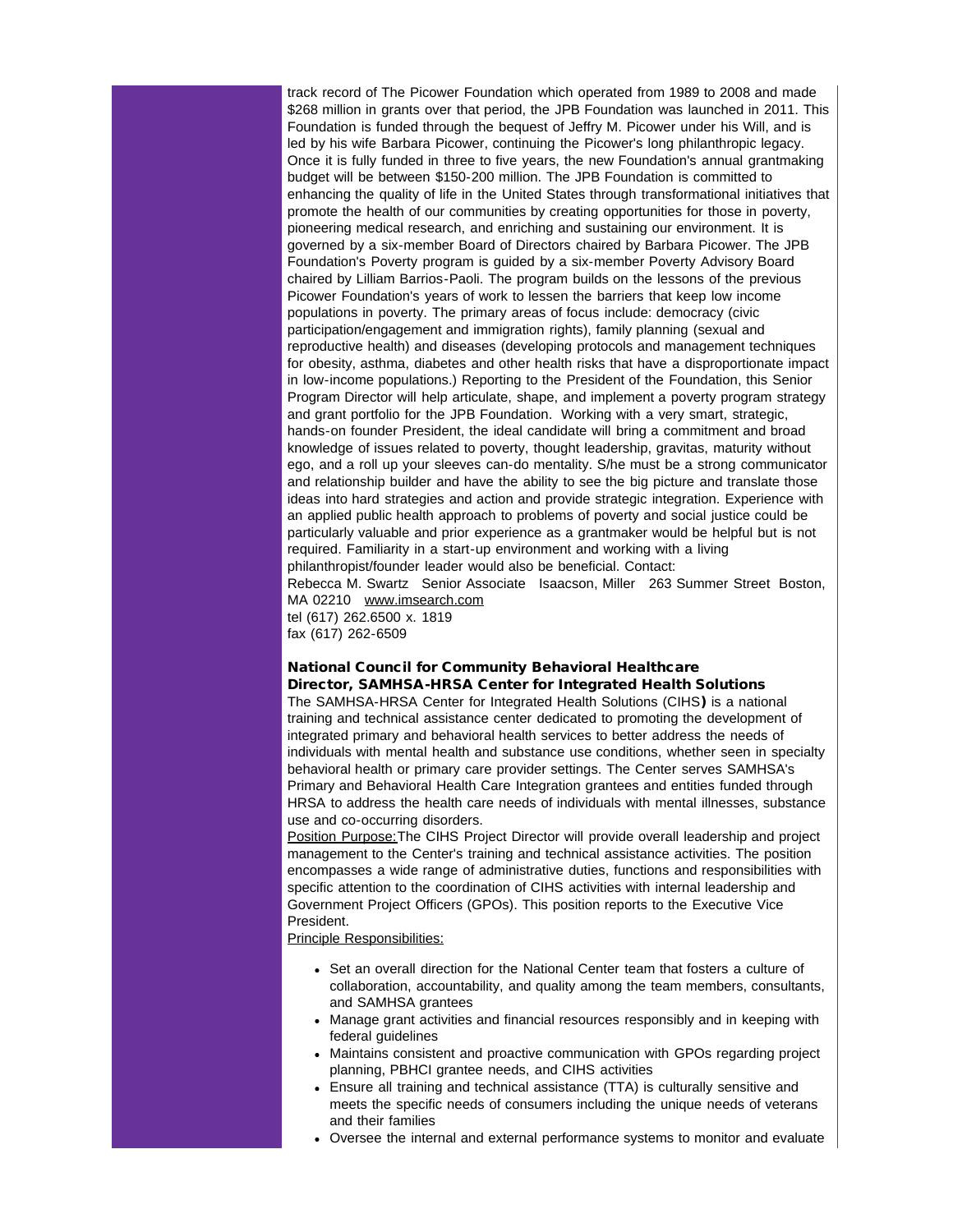track record of The Picower Foundation which operated from 1989 to 2008 and made $268 million in grants over that period, the JPB Foundation was launched in 2011. This Foundation is funded through the bequest of Jeffry M. Picower under his Will, and is led by his wife Barbara Picower, continuing the Picower's long philanthropic legacy. Once it is fully funded in three to five years, the new Foundation's annual grantmaking budget will be between $150-200 million. The JPB Foundation is committed to enhancing the quality of life in the United States through transformational initiatives that promote the health of our communities by creating opportunities for those in poverty, pioneering medical research, and enriching and sustaining our environment. It is governed by a six-member Board of Directors chaired by Barbara Picower. The JPB Foundation's Poverty program is guided by a six-member Poverty Advisory Board chaired by Lilliam Barrios-Paoli. The program builds on the lessons of the previous Picower Foundation's years of work to lessen the barriers that keep low income populations in poverty. The primary areas of focus include: democracy (civic participation/engagement and immigration rights), family planning (sexual and reproductive health) and diseases (developing protocols and management techniques for obesity, asthma, diabetes and other health risks that have a disproportionate impact in low-income populations.) Reporting to the President of the Foundation, this Senior Program Director will help articulate, shape, and implement a poverty program strategy and grant portfolio for the JPB Foundation. Working with a very smart, strategic, hands-on founder President, the ideal candidate will bring a commitment and broad knowledge of issues related to poverty, thought leadership, gravitas, maturity without ego, and a roll up your sleeves can-do mentality. S/he must be a strong communicator and relationship builder and have the ability to see the big picture and translate those ideas into hard strategies and action and provide strategic integration. Experience with an applied public health approach to problems of poverty and social justice could be particularly valuable and prior experience as a grantmaker would be helpful but is not required. Familiarity in a start-up environment and working with a living philanthropist/founder leader would also be beneficial. Contact:
Rebecca M. Swartz Senior Associate Isaacson, Miller 263 Summer Street Boston, MA 02210 www.imsearch.com
tel (617) 262.6500 x. 1819
fax (617) 262-6509

**National Council for Community Behavioral Healthcare**
**Director, SAMHSA-HRSA Center for Integrated Health Solutions**

The SAMHSA-HRSA Center for Integrated Health Solutions (CIHS**)** is a national training and technical assistance center dedicated to promoting the development of integrated primary and behavioral health services to better address the needs of individuals with mental health and substance use conditions, whether seen in specialty behavioral health or primary care provider settings. The Center serves SAMHSA's Primary and Behavioral Health Care Integration grantees and entities funded through HRSA to address the health care needs of individuals with mental illnesses, substance use and co-occurring disorders.

Position Purpose:The CIHS Project Director will provide overall leadership and project management to the Center's training and technical assistance activities. The position encompasses a wide range of administrative duties, functions and responsibilities with specific attention to the coordination of CIHS activities with internal leadership and Government Project Officers (GPOs). This position reports to the Executive Vice President.

Principle Responsibilities:

- Set an overall direction for the National Center team that fosters a culture of collaboration, accountability, and quality among the team members, consultants, and SAMHSA grantees
- Manage grant activities and financial resources responsibly and in keeping with federal guidelines
- Maintains consistent and proactive communication with GPOs regarding project planning, PBHCI grantee needs, and CIHS activities
- Ensure all training and technical assistance (TTA) is culturally sensitive and meets the specific needs of consumers including the unique needs of veterans and their families
- Oversee the internal and external performance systems to monitor and evaluate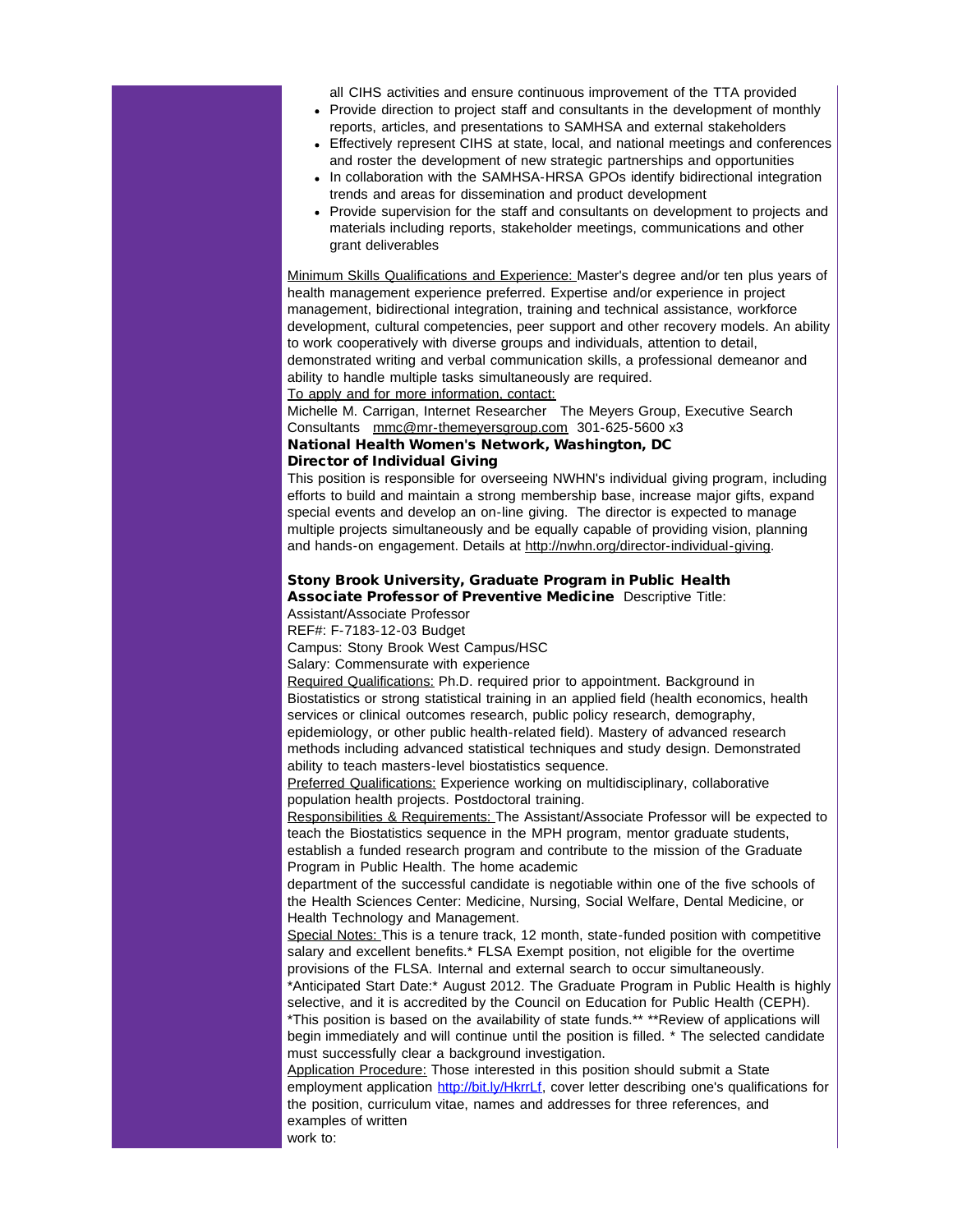all CIHS activities and ensure continuous improvement of the TTA provided

- Provide direction to project staff and consultants in the development of monthly reports, articles, and presentations to SAMHSA and external stakeholders
- Effectively represent CIHS at state, local, and national meetings and conferences and roster the development of new strategic partnerships and opportunities
- In collaboration with the SAMHSA-HRSA GPOs identify bidirectional integration trends and areas for dissemination and product development
- Provide supervision for the staff and consultants on development to projects and materials including reports, stakeholder meetings, communications and other grant deliverables

Minimum Skills Qualifications and Experience: Master's degree and/or ten plus years of health management experience preferred. Expertise and/or experience in project management, bidirectional integration, training and technical assistance, workforce development, cultural competencies, peer support and other recovery models. An ability to work cooperatively with diverse groups and individuals, attention to detail, demonstrated writing and verbal communication skills, a professional demeanor and ability to handle multiple tasks simultaneously are required.
To apply and for more information, contact:
Michelle M. Carrigan, Internet Researcher The Meyers Group, Executive Search Consultants mmc@mr-themeyersgroup.com 301-625-5600 x3

**National Health Women's Network, Washington, DC**
**Director of Individual Giving**

This position is responsible for overseeing NWHN's individual giving program, including efforts to build and maintain a strong membership base, increase major gifts, expand special events and develop an on-line giving. The director is expected to manage multiple projects simultaneously and be equally capable of providing vision, planning and hands-on engagement. Details at http://nwhn.org/director-individual-giving.

**Stony Brook University, Graduate Program in Public Health**
**Associate Professor of Preventive Medicine** Descriptive Title:
Assistant/Associate Professor
REF#: F-7183-12-03 Budget
Campus: Stony Brook West Campus/HSC
Salary: Commensurate with experience
Required Qualifications: Ph.D. required prior to appointment. Background in Biostatistics or strong statistical training in an applied field (health economics, health services or clinical outcomes research, public policy research, demography, epidemiology, or other public health-related field). Mastery of advanced research methods including advanced statistical techniques and study design. Demonstrated ability to teach masters-level biostatistics sequence.
Preferred Qualifications: Experience working on multidisciplinary, collaborative population health projects. Postdoctoral training.
Responsibilities & Requirements: The Assistant/Associate Professor will be expected to teach the Biostatistics sequence in the MPH program, mentor graduate students, establish a funded research program and contribute to the mission of the Graduate Program in Public Health. The home academic
department of the successful candidate is negotiable within one of the five schools of the Health Sciences Center: Medicine, Nursing, Social Welfare, Dental Medicine, or Health Technology and Management.
Special Notes: This is a tenure track, 12 month, state-funded position with competitive salary and excellent benefits.* FLSA Exempt position, not eligible for the overtime provisions of the FLSA. Internal and external search to occur simultaneously.
*Anticipated Start Date:* August 2012. The Graduate Program in Public Health is highly selective, and it is accredited by the Council on Education for Public Health (CEPH).
*This position is based on the availability of state funds.** **Review of applications will begin immediately and will continue until the position is filled. * The selected candidate must successfully clear a background investigation.
Application Procedure: Those interested in this position should submit a State employment application http://bit.ly/HkrrLf, cover letter describing one's qualifications for the position, curriculum vitae, names and addresses for three references, and examples of written
work to: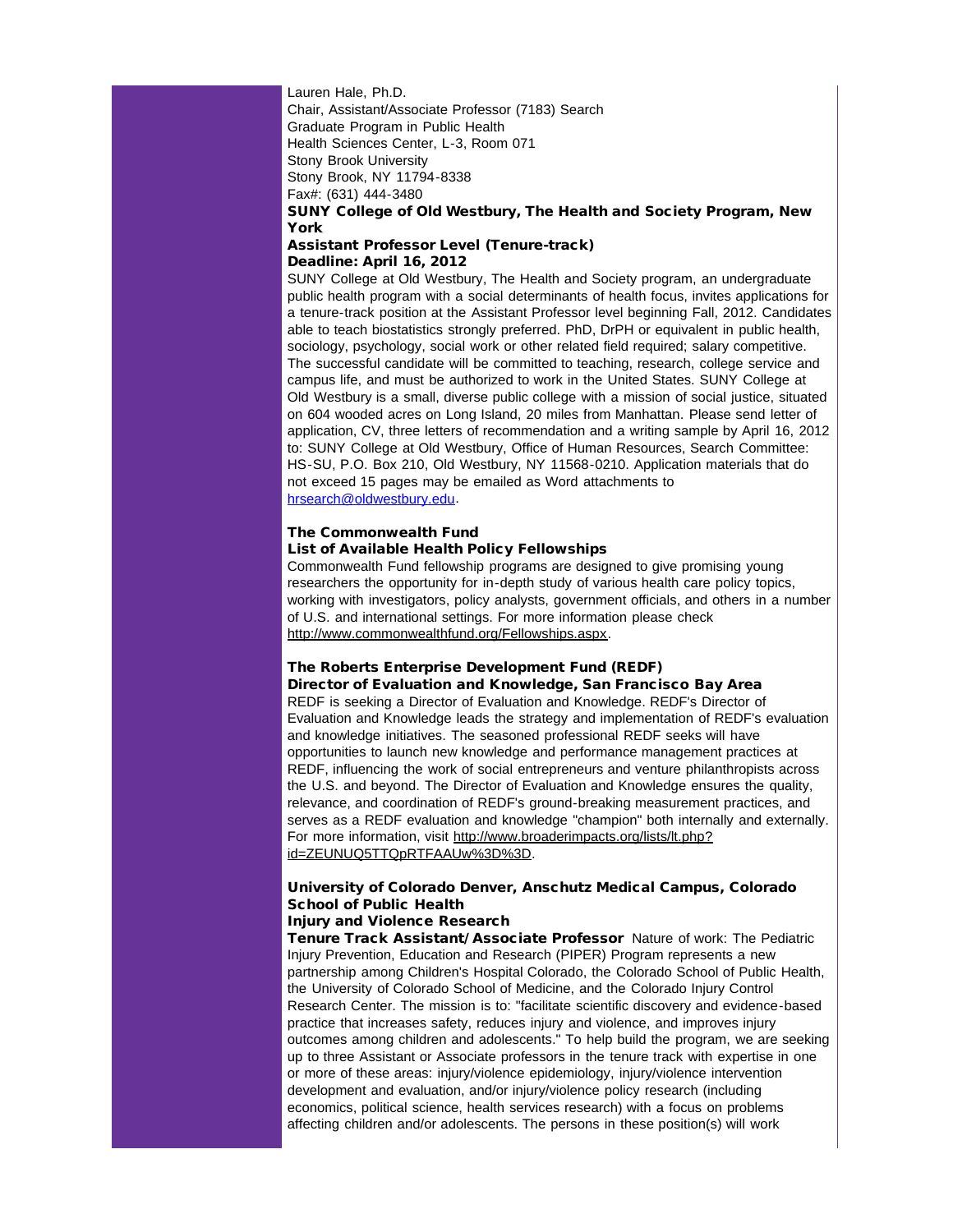Lauren Hale, Ph.D.
Chair, Assistant/Associate Professor (7183) Search
Graduate Program in Public Health
Health Sciences Center, L-3, Room 071
Stony Brook University
Stony Brook, NY 11794-8338
Fax#: (631) 444-3480

**SUNY College of Old Westbury, The Health and Society Program, New York**
**Assistant Professor Level (Tenure-track)**
**Deadline: April 16, 2012**

SUNY College at Old Westbury, The Health and Society program, an undergraduate public health program with a social determinants of health focus, invites applications for a tenure-track position at the Assistant Professor level beginning Fall, 2012. Candidates able to teach biostatistics strongly preferred. PhD, DrPH or equivalent in public health, sociology, psychology, social work or other related field required; salary competitive. The successful candidate will be committed to teaching, research, college service and campus life, and must be authorized to work in the United States. SUNY College at Old Westbury is a small, diverse public college with a mission of social justice, situated on 604 wooded acres on Long Island, 20 miles from Manhattan. Please send letter of application, CV, three letters of recommendation and a writing sample by April 16, 2012 to: SUNY College at Old Westbury, Office of Human Resources, Search Committee: HS-SU, P.O. Box 210, Old Westbury, NY 11568-0210. Application materials that do not exceed 15 pages may be emailed as Word attachments to hrsearch@oldwestbury.edu.

**The Commonwealth Fund**
**List of Available Health Policy Fellowships**

Commonwealth Fund fellowship programs are designed to give promising young researchers the opportunity for in-depth study of various health care policy topics, working with investigators, policy analysts, government officials, and others in a number of U.S. and international settings. For more information please check http://www.commonwealthfund.org/Fellowships.aspx.

**The Roberts Enterprise Development Fund (REDF)**
**Director of Evaluation and Knowledge, San Francisco Bay Area**

REDF is seeking a Director of Evaluation and Knowledge. REDF's Director of Evaluation and Knowledge leads the strategy and implementation of REDF's evaluation and knowledge initiatives. The seasoned professional REDF seeks will have opportunities to launch new knowledge and performance management practices at REDF, influencing the work of social entrepreneurs and venture philanthropists across the U.S. and beyond. The Director of Evaluation and Knowledge ensures the quality, relevance, and coordination of REDF's ground-breaking measurement practices, and serves as a REDF evaluation and knowledge "champion" both internally and externally. For more information, visit http://www.broaderimpacts.org/lists/lt.php?id=ZEUNUQ5TTQpRTFAAUw%3D%3D.

**University of Colorado Denver, Anschutz Medical Campus, Colorado School of Public Health**
**Injury and Violence Research**

**Tenure Track Assistant/Associate Professor** Nature of work: The Pediatric Injury Prevention, Education and Research (PIPER) Program represents a new partnership among Children's Hospital Colorado, the Colorado School of Public Health, the University of Colorado School of Medicine, and the Colorado Injury Control Research Center. The mission is to: "facilitate scientific discovery and evidence-based practice that increases safety, reduces injury and violence, and improves injury outcomes among children and adolescents." To help build the program, we are seeking up to three Assistant or Associate professors in the tenure track with expertise in one or more of these areas: injury/violence epidemiology, injury/violence intervention development and evaluation, and/or injury/violence policy research (including economics, political science, health services research) with a focus on problems affecting children and/or adolescents. The persons in these position(s) will work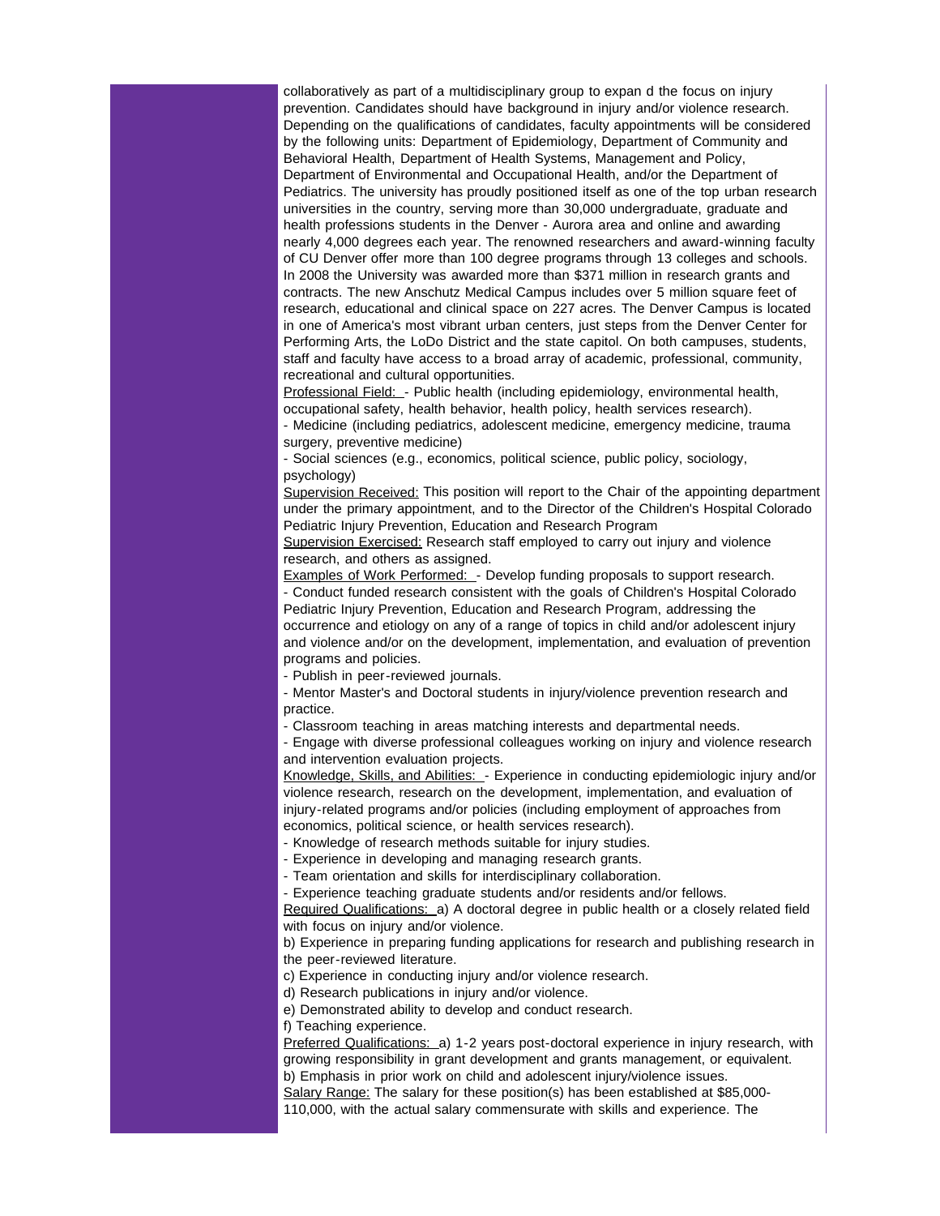collaboratively as part of a multidisciplinary group to expan d the focus on injury prevention. Candidates should have background in injury and/or violence research. Depending on the qualifications of candidates, faculty appointments will be considered by the following units: Department of Epidemiology, Department of Community and Behavioral Health, Department of Health Systems, Management and Policy, Department of Environmental and Occupational Health, and/or the Department of Pediatrics. The university has proudly positioned itself as one of the top urban research universities in the country, serving more than 30,000 undergraduate, graduate and health professions students in the Denver - Aurora area and online and awarding nearly 4,000 degrees each year. The renowned researchers and award-winning faculty of CU Denver offer more than 100 degree programs through 13 colleges and schools. In 2008 the University was awarded more than $371 million in research grants and contracts. The new Anschutz Medical Campus includes over 5 million square feet of research, educational and clinical space on 227 acres. The Denver Campus is located in one of America's most vibrant urban centers, just steps from the Denver Center for Performing Arts, the LoDo District and the state capitol. On both campuses, students, staff and faculty have access to a broad array of academic, professional, community, recreational and cultural opportunities.

Professional Field: - Public health (including epidemiology, environmental health, occupational safety, health behavior, health policy, health services research).
- Medicine (including pediatrics, adolescent medicine, emergency medicine, trauma surgery, preventive medicine)
- Social sciences (e.g., economics, political science, public policy, sociology, psychology)

Supervision Received: This position will report to the Chair of the appointing department under the primary appointment, and to the Director of the Children's Hospital Colorado Pediatric Injury Prevention, Education and Research Program

Supervision Exercised: Research staff employed to carry out injury and violence research, and others as assigned.

Examples of Work Performed: - Develop funding proposals to support research.
- Conduct funded research consistent with the goals of Children's Hospital Colorado Pediatric Injury Prevention, Education and Research Program, addressing the occurrence and etiology on any of a range of topics in child and/or adolescent injury and violence and/or on the development, implementation, and evaluation of prevention programs and policies.
- Publish in peer-reviewed journals.
- Mentor Master's and Doctoral students in injury/violence prevention research and practice.
- Classroom teaching in areas matching interests and departmental needs.
- Engage with diverse professional colleagues working on injury and violence research and intervention evaluation projects.

Knowledge, Skills, and Abilities: - Experience in conducting epidemiologic injury and/or violence research, research on the development, implementation, and evaluation of injury-related programs and/or policies (including employment of approaches from economics, political science, or health services research).
- Knowledge of research methods suitable for injury studies.
- Experience in developing and managing research grants.
- Team orientation and skills for interdisciplinary collaboration.
- Experience teaching graduate students and/or residents and/or fellows.

Required Qualifications: a) A doctoral degree in public health or a closely related field with focus on injury and/or violence.
b) Experience in preparing funding applications for research and publishing research in the peer-reviewed literature.
c) Experience in conducting injury and/or violence research.
d) Research publications in injury and/or violence.
e) Demonstrated ability to develop and conduct research.
f) Teaching experience.

Preferred Qualifications: a) 1-2 years post-doctoral experience in injury research, with growing responsibility in grant development and grants management, or equivalent.
b) Emphasis in prior work on child and adolescent injury/violence issues.

Salary Range: The salary for these position(s) has been established at $85,000-110,000, with the actual salary commensurate with skills and experience. The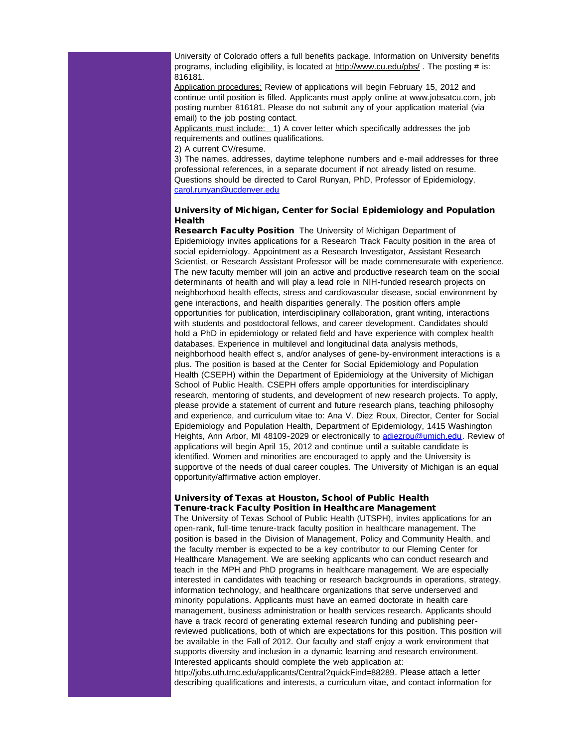University of Colorado offers a full benefits package. Information on University benefits programs, including eligibility, is located at http://www.cu.edu/pbs/ . The posting # is: 816181.

Application procedures: Review of applications will begin February 15, 2012 and continue until position is filled. Applicants must apply online at www.jobsatcu.com, job posting number 816181. Please do not submit any of your application material (via email) to the job posting contact.

Applicants must include: 1) A cover letter which specifically addresses the job requirements and outlines qualifications.

2) A current CV/resume.

3) The names, addresses, daytime telephone numbers and e-mail addresses for three professional references, in a separate document if not already listed on resume.
Questions should be directed to Carol Runyan, PhD, Professor of Epidemiology, carol.runyan@ucdenver.edu

### University of Michigan, Center for Social Epidemiology and Population Health

**Research Faculty Position** The University of Michigan Department of Epidemiology invites applications for a Research Track Faculty position in the area of social epidemiology. Appointment as a Research Investigator, Assistant Research Scientist, or Research Assistant Professor will be made commensurate with experience. The new faculty member will join an active and productive research team on the social determinants of health and will play a lead role in NIH-funded research projects on neighborhood health effects, stress and cardiovascular disease, social environment by gene interactions, and health disparities generally. The position offers ample opportunities for publication, interdisciplinary collaboration, grant writing, interactions with students and postdoctoral fellows, and career development. Candidates should hold a PhD in epidemiology or related field and have experience with complex health databases. Experience in multilevel and longitudinal data analysis methods, neighborhood health effect s, and/or analyses of gene-by-environment interactions is a plus. The position is based at the Center for Social Epidemiology and Population Health (CSEPH) within the Department of Epidemiology at the University of Michigan School of Public Health. CSEPH offers ample opportunities for interdisciplinary research, mentoring of students, and development of new research projects. To apply, please provide a statement of current and future research plans, teaching philosophy and experience, and curriculum vitae to: Ana V. Diez Roux, Director, Center for Social Epidemiology and Population Health, Department of Epidemiology, 1415 Washington Heights, Ann Arbor, MI 48109-2029 or electronically to adiezrou@umich.edu. Review of applications will begin April 15, 2012 and continue until a suitable candidate is identified. Women and minorities are encouraged to apply and the University is supportive of the needs of dual career couples. The University of Michigan is an equal opportunity/affirmative action employer.

### University of Texas at Houston, School of Public Health
### Tenure-track Faculty Position in Healthcare Management

The University of Texas School of Public Health (UTSPH), invites applications for an open-rank, full-time tenure-track faculty position in healthcare management. The position is based in the Division of Management, Policy and Community Health, and the faculty member is expected to be a key contributor to our Fleming Center for Healthcare Management. We are seeking applicants who can conduct research and teach in the MPH and PhD programs in healthcare management. We are especially interested in candidates with teaching or research backgrounds in operations, strategy, information technology, and healthcare organizations that serve underserved and minority populations. Applicants must have an earned doctorate in health care management, business administration or health services research. Applicants should have a track record of generating external research funding and publishing peer-reviewed publications, both of which are expectations for this position. This position will be available in the Fall of 2012. Our faculty and staff enjoy a work environment that supports diversity and inclusion in a dynamic learning and research environment. Interested applicants should complete the web application at: http://jobs.uth.tmc.edu/applicants/Central?quickFind=88289. Please attach a letter describing qualifications and interests, a curriculum vitae, and contact information for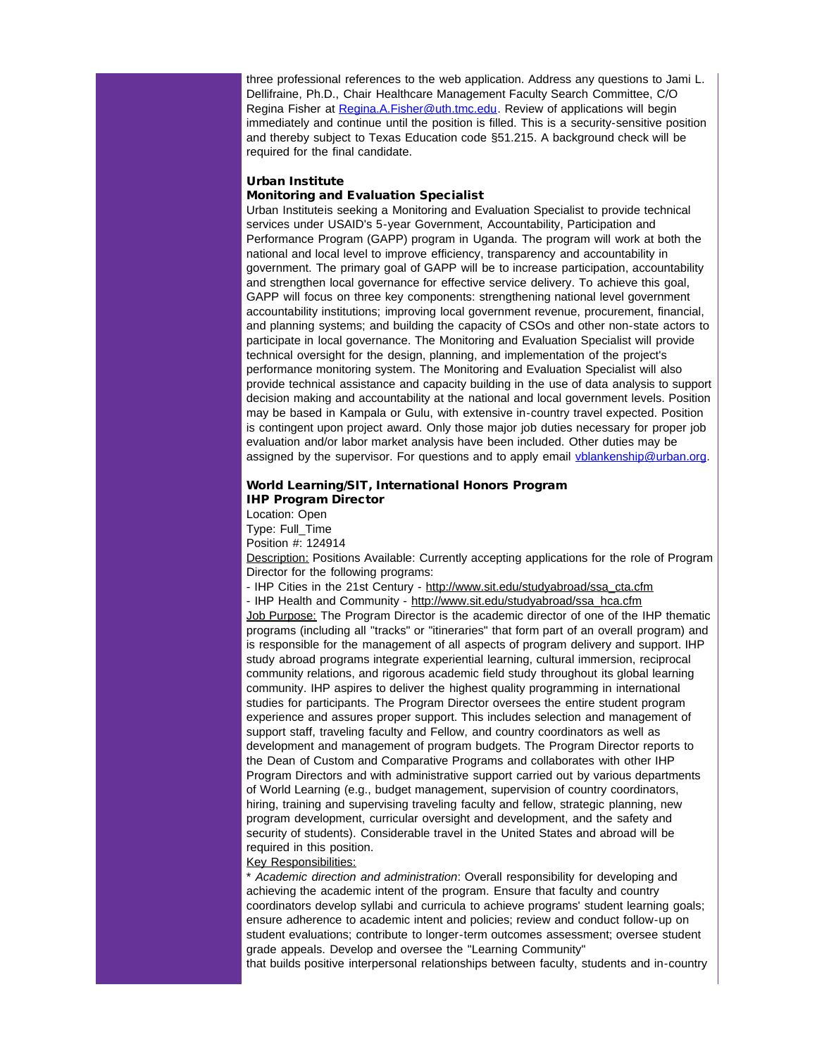three professional references to the web application. Address any questions to Jami L. Dellifraine, Ph.D., Chair Healthcare Management Faculty Search Committee, C/O Regina Fisher at Regina.A.Fisher@uth.tmc.edu. Review of applications will begin immediately and continue until the position is filled. This is a security-sensitive position and thereby subject to Texas Education code §51.215. A background check will be required for the final candidate.

**Urban Institute**
**Monitoring and Evaluation Specialist**

Urban Instituteis seeking a Monitoring and Evaluation Specialist to provide technical services under USAID's 5-year Government, Accountability, Participation and Performance Program (GAPP) program in Uganda. The program will work at both the national and local level to improve efficiency, transparency and accountability in government. The primary goal of GAPP will be to increase participation, accountability and strengthen local governance for effective service delivery. To achieve this goal, GAPP will focus on three key components: strengthening national level government accountability institutions; improving local government revenue, procurement, financial, and planning systems; and building the capacity of CSOs and other non-state actors to participate in local governance. The Monitoring and Evaluation Specialist will provide technical oversight for the design, planning, and implementation of the project's performance monitoring system. The Monitoring and Evaluation Specialist will also provide technical assistance and capacity building in the use of data analysis to support decision making and accountability at the national and local government levels. Position may be based in Kampala or Gulu, with extensive in-country travel expected. Position is contingent upon project award. Only those major job duties necessary for proper job evaluation and/or labor market analysis have been included. Other duties may be assigned by the supervisor. For questions and to apply email vblankenship@urban.org.

**World Learning/SIT, International Honors Program**
**IHP Program Director**

Location: Open
Type: Full_Time
Position #: 124914

Description: Positions Available: Currently accepting applications for the role of Program Director for the following programs:

- IHP Cities in the 21st Century - http://www.sit.edu/studyabroad/ssa_cta.cfm
- IHP Health and Community - http://www.sit.edu/studyabroad/ssa_hca.cfm

Job Purpose: The Program Director is the academic director of one of the IHP thematic programs (including all "tracks" or "itineraries" that form part of an overall program) and is responsible for the management of all aspects of program delivery and support. IHP study abroad programs integrate experiential learning, cultural immersion, reciprocal community relations, and rigorous academic field study throughout its global learning community. IHP aspires to deliver the highest quality programming in international studies for participants. The Program Director oversees the entire student program experience and assures proper support. This includes selection and management of support staff, traveling faculty and Fellow, and country coordinators as well as development and management of program budgets. The Program Director reports to the Dean of Custom and Comparative Programs and collaborates with other IHP Program Directors and with administrative support carried out by various departments of World Learning (e.g., budget management, supervision of country coordinators, hiring, training and supervising traveling faculty and fellow, strategic planning, new program development, curricular oversight and development, and the safety and security of students). Considerable travel in the United States and abroad will be required in this position.

Key Responsibilities:

* *Academic direction and administration*: Overall responsibility for developing and achieving the academic intent of the program. Ensure that faculty and country coordinators develop syllabi and curricula to achieve programs' student learning goals; ensure adherence to academic intent and policies; review and conduct follow-up on student evaluations; contribute to longer-term outcomes assessment; oversee student grade appeals. Develop and oversee the "Learning Community"
that builds positive interpersonal relationships between faculty, students and in-country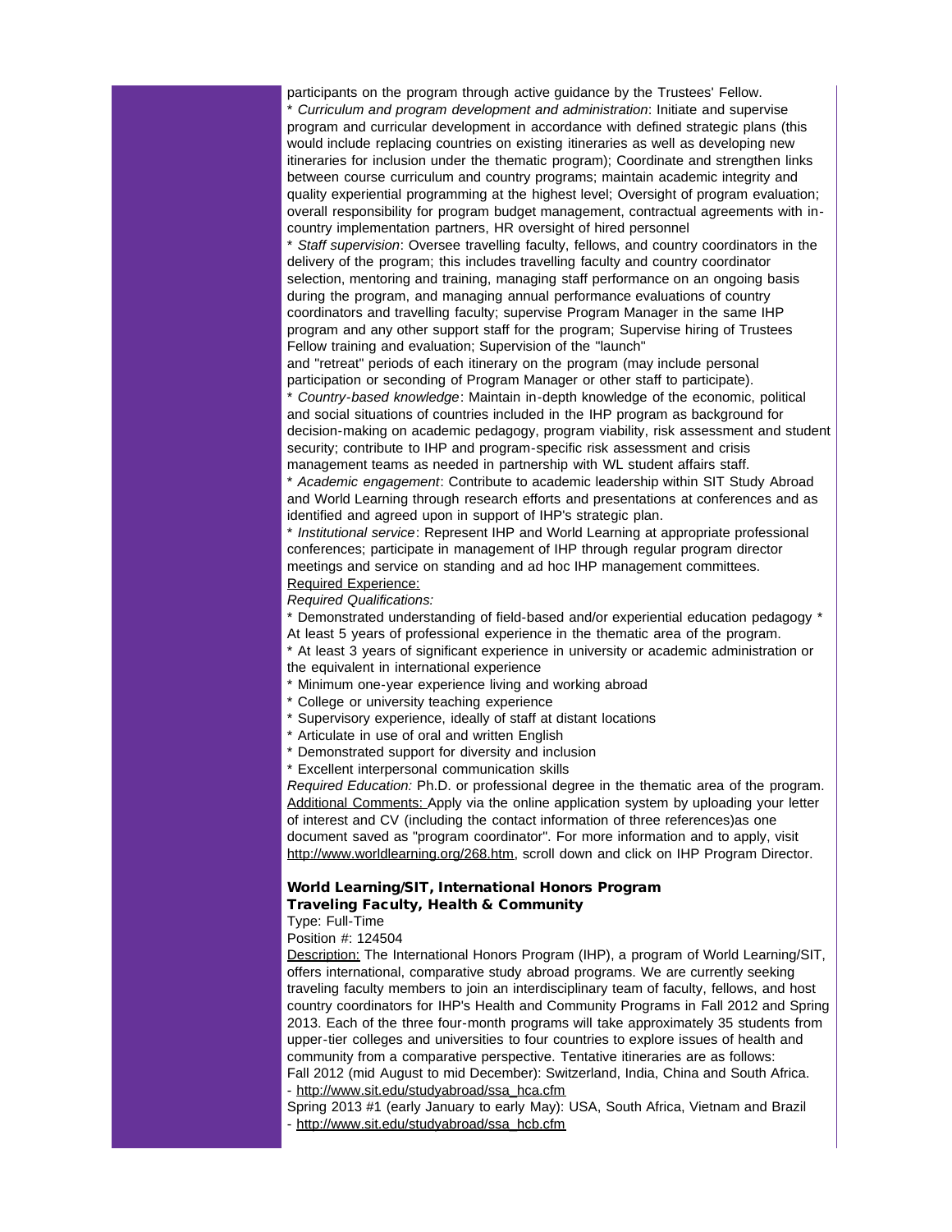participants on the program through active guidance by the Trustees' Fellow.

* *Curriculum and program development and administration*: Initiate and supervise program and curricular development in accordance with defined strategic plans (this would include replacing countries on existing itineraries as well as developing new itineraries for inclusion under the thematic program); Coordinate and strengthen links between course curriculum and country programs; maintain academic integrity and quality experiential programming at the highest level; Oversight of program evaluation; overall responsibility for program budget management, contractual agreements with in-country implementation partners, HR oversight of hired personnel
* *Staff supervision*: Oversee travelling faculty, fellows, and country coordinators in the delivery of the program; this includes travelling faculty and country coordinator selection, mentoring and training, managing staff performance on an ongoing basis during the program, and managing annual performance evaluations of country coordinators and travelling faculty; supervise Program Manager in the same IHP program and any other support staff for the program; Supervise hiring of Trustees Fellow training and evaluation; Supervision of the "launch" and "retreat" periods of each itinerary on the program (may include personal participation or seconding of Program Manager or other staff to participate).
* *Country-based knowledge*: Maintain in-depth knowledge of the economic, political and social situations of countries included in the IHP program as background for decision-making on academic pedagogy, program viability, risk assessment and student security; contribute to IHP and program-specific risk assessment and crisis management teams as needed in partnership with WL student affairs staff.
* *Academic engagement*: Contribute to academic leadership within SIT Study Abroad and World Learning through research efforts and presentations at conferences and as identified and agreed upon in support of IHP's strategic plan.
* *Institutional service*: Represent IHP and World Learning at appropriate professional conferences; participate in management of IHP through regular program director meetings and service on standing and ad hoc IHP management committees.

Required Experience:

*Required Qualifications:*

* Demonstrated understanding of field-based and/or experiential education pedagogy
* At least 5 years of professional experience in the thematic area of the program.
* At least 3 years of significant experience in university or academic administration or the equivalent in international experience
* Minimum one-year experience living and working abroad
* College or university teaching experience
* Supervisory experience, ideally of staff at distant locations
* Articulate in use of oral and written English
* Demonstrated support for diversity and inclusion
* Excellent interpersonal communication skills

*Required Education:* Ph.D. or professional degree in the thematic area of the program.

Additional Comments: Apply via the online application system by uploading your letter of interest and CV (including the contact information of three references)as one document saved as "program coordinator". For more information and to apply, visit http://www.worldlearning.org/268.htm, scroll down and click on IHP Program Director.

**World Learning/SIT, International Honors Program**
**Traveling Faculty, Health & Community**

Type: Full-Time

Position #: 124504

Description: The International Honors Program (IHP), a program of World Learning/SIT, offers international, comparative study abroad programs. We are currently seeking traveling faculty members to join an interdisciplinary team of faculty, fellows, and host country coordinators for IHP's Health and Community Programs in Fall 2012 and Spring 2013. Each of the three four-month programs will take approximately 35 students from upper-tier colleges and universities to four countries to explore issues of health and community from a comparative perspective. Tentative itineraries are as follows:

Fall 2012 (mid August to mid December): Switzerland, India, China and South Africa.
- http://www.sit.edu/studyabroad/ssa_hca.cfm

Spring 2013 #1 (early January to early May): USA, South Africa, Vietnam and Brazil
- http://www.sit.edu/studyabroad/ssa_hcb.cfm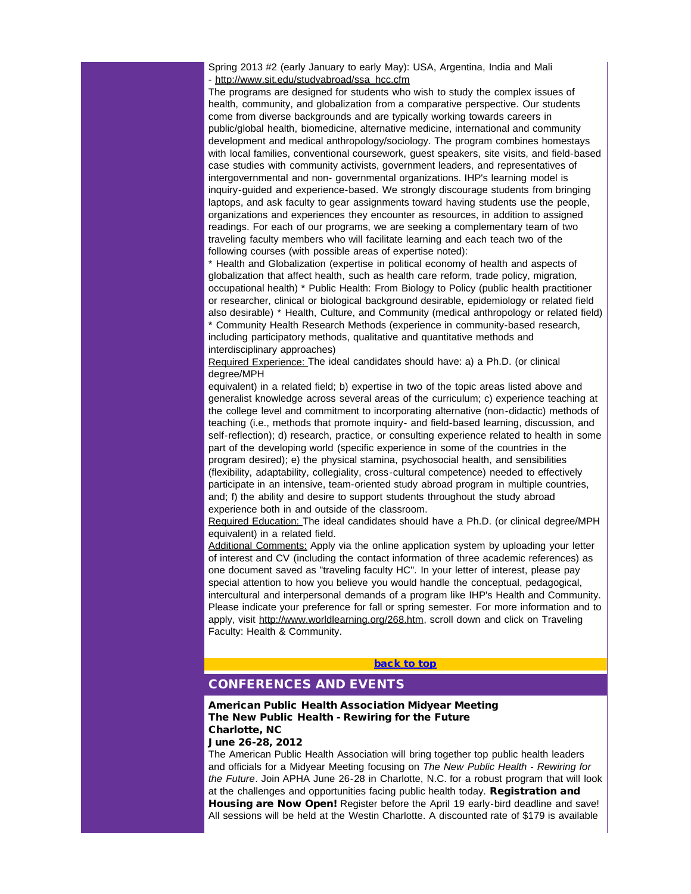Spring 2013 #2 (early January to early May): USA, Argentina, India and Mali - http://www.sit.edu/studyabroad/ssa_hcc.cfm

The programs are designed for students who wish to study the complex issues of health, community, and globalization from a comparative perspective. Our students come from diverse backgrounds and are typically working towards careers in public/global health, biomedicine, alternative medicine, international and community development and medical anthropology/sociology. The program combines homestays with local families, conventional coursework, guest speakers, site visits, and field-based case studies with community activists, government leaders, and representatives of intergovernmental and non- governmental organizations. IHP's learning model is inquiry-guided and experience-based. We strongly discourage students from bringing laptops, and ask faculty to gear assignments toward having students use the people, organizations and experiences they encounter as resources, in addition to assigned readings. For each of our programs, we are seeking a complementary team of two traveling faculty members who will facilitate learning and each teach two of the following courses (with possible areas of expertise noted):

* Health and Globalization (expertise in political economy of health and aspects of globalization that affect health, such as health care reform, trade policy, migration, occupational health) * Public Health: From Biology to Policy (public health practitioner or researcher, clinical or biological background desirable, epidemiology or related field also desirable) * Health, Culture, and Community (medical anthropology or related field) * Community Health Research Methods (experience in community-based research, including participatory methods, qualitative and quantitative methods and interdisciplinary approaches)

Required Experience: The ideal candidates should have: a) a Ph.D. (or clinical degree/MPH equivalent) in a related field; b) expertise in two of the topic areas listed above and generalist knowledge across several areas of the curriculum; c) experience teaching at the college level and commitment to incorporating alternative (non-didactic) methods of teaching (i.e., methods that promote inquiry- and field-based learning, discussion, and self-reflection); d) research, practice, or consulting experience related to health in some part of the developing world (specific experience in some of the countries in the program desired); e) the physical stamina, psychosocial health, and sensibilities (flexibility, adaptability, collegiality, cross-cultural competence) needed to effectively participate in an intensive, team-oriented study abroad program in multiple countries, and; f) the ability and desire to support students throughout the study abroad experience both in and outside of the classroom.

Required Education: The ideal candidates should have a Ph.D. (or clinical degree/MPH equivalent) in a related field.

Additional Comments: Apply via the online application system by uploading your letter of interest and CV (including the contact information of three academic references) as one document saved as "traveling faculty HC". In your letter of interest, please pay special attention to how you believe you would handle the conceptual, pedagogical, intercultural and interpersonal demands of a program like IHP's Health and Community. Please indicate your preference for fall or spring semester. For more information and to apply, visit http://www.worldlearning.org/268.htm, scroll down and click on Traveling Faculty: Health & Community.

**back to top**

## CONFERENCES AND EVENTS

**American Public Health Association Midyear Meeting**
**The New Public Health - Rewiring for the Future**
**Charlotte, NC**
**June 26-28, 2012**

The American Public Health Association will bring together top public health leaders and officials for a Midyear Meeting focusing on *The New Public Health - Rewiring for the Future*. Join APHA June 26-28 in Charlotte, N.C. for a robust program that will look at the challenges and opportunities facing public health today. **Registration and Housing are Now Open!** Register before the April 19 early-bird deadline and save! All sessions will be held at the Westin Charlotte. A discounted rate of $179 is available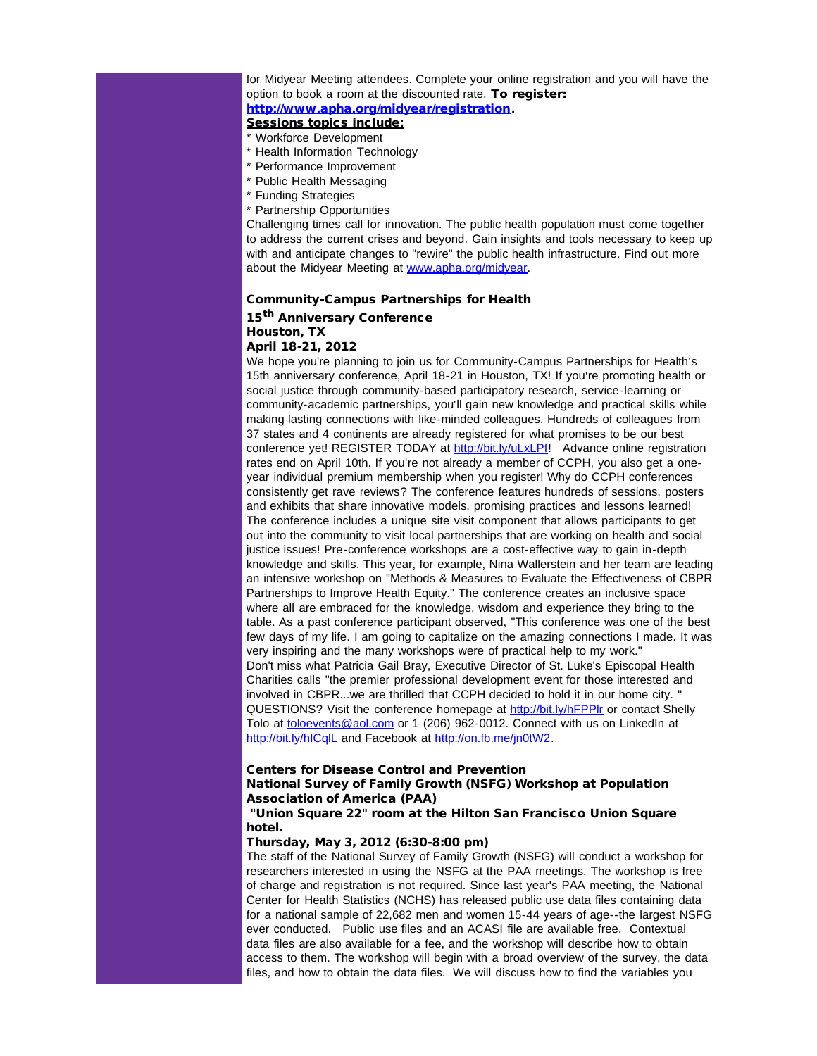for Midyear Meeting attendees. Complete your online registration and you will have the option to book a room at the discounted rate. **To register: http://www.apha.org/midyear/registration.**

**Sessions topics include:**

* Workforce Development
* Health Information Technology
* Performance Improvement
* Public Health Messaging
* Funding Strategies
* Partnership Opportunities

Challenging times call for innovation. The public health population must come together to address the current crises and beyond. Gain insights and tools necessary to keep up with and anticipate changes to "rewire" the public health infrastructure. Find out more about the Midyear Meeting at www.apha.org/midyear.

**Community-Campus Partnerships for Health**
**15th Anniversary Conference**
**Houston, TX**
**April 18-21, 2012**

We hope you're planning to join us for Community-Campus Partnerships for Health's 15th anniversary conference, April 18-21 in Houston, TX! If you're promoting health or social justice through community-based participatory research, service-learning or community-academic partnerships, you'll gain new knowledge and practical skills while making lasting connections with like-minded colleagues. Hundreds of colleagues from 37 states and 4 continents are already registered for what promises to be our best conference yet! REGISTER TODAY at http://bit.ly/uLxLPf! Advance online registration rates end on April 10th. If you're not already a member of CCPH, you also get a one-year individual premium membership when you register! Why do CCPH conferences consistently get rave reviews? The conference features hundreds of sessions, posters and exhibits that share innovative models, promising practices and lessons learned! The conference includes a unique site visit component that allows participants to get out into the community to visit local partnerships that are working on health and social justice issues! Pre-conference workshops are a cost-effective way to gain in-depth knowledge and skills. This year, for example, Nina Wallerstein and her team are leading an intensive workshop on "Methods & Measures to Evaluate the Effectiveness of CBPR Partnerships to Improve Health Equity." The conference creates an inclusive space where all are embraced for the knowledge, wisdom and experience they bring to the table. As a past conference participant observed, "This conference was one of the best few days of my life. I am going to capitalize on the amazing connections I made. It was very inspiring and the many workshops were of practical help to my work."
Don't miss what Patricia Gail Bray, Executive Director of St. Luke's Episcopal Health Charities calls "the premier professional development event for those interested and involved in CBPR...we are thrilled that CCPH decided to hold it in our home city. "
QUESTIONS? Visit the conference homepage at http://bit.ly/hFPPlr or contact Shelly Tolo at toloevents@aol.com or 1 (206) 962-0012. Connect with us on LinkedIn at http://bit.ly/hICqlL and Facebook at http://on.fb.me/jn0tW2.

**Centers for Disease Control and Prevention**
**National Survey of Family Growth (NSFG) Workshop at Population Association of America (PAA)**
**"Union Square 22" room at the Hilton San Francisco Union Square hotel.**
**Thursday, May 3, 2012 (6:30-8:00 pm)**

The staff of the National Survey of Family Growth (NSFG) will conduct a workshop for researchers interested in using the NSFG at the PAA meetings. The workshop is free of charge and registration is not required. Since last year's PAA meeting, the National Center for Health Statistics (NCHS) has released public use data files containing data for a national sample of 22,682 men and women 15-44 years of age--the largest NSFG ever conducted. Public use files and an ACASI file are available free. Contextual data files are also available for a fee, and the workshop will describe how to obtain access to them. The workshop will begin with a broad overview of the survey, the data files, and how to obtain the data files. We will discuss how to find the variables you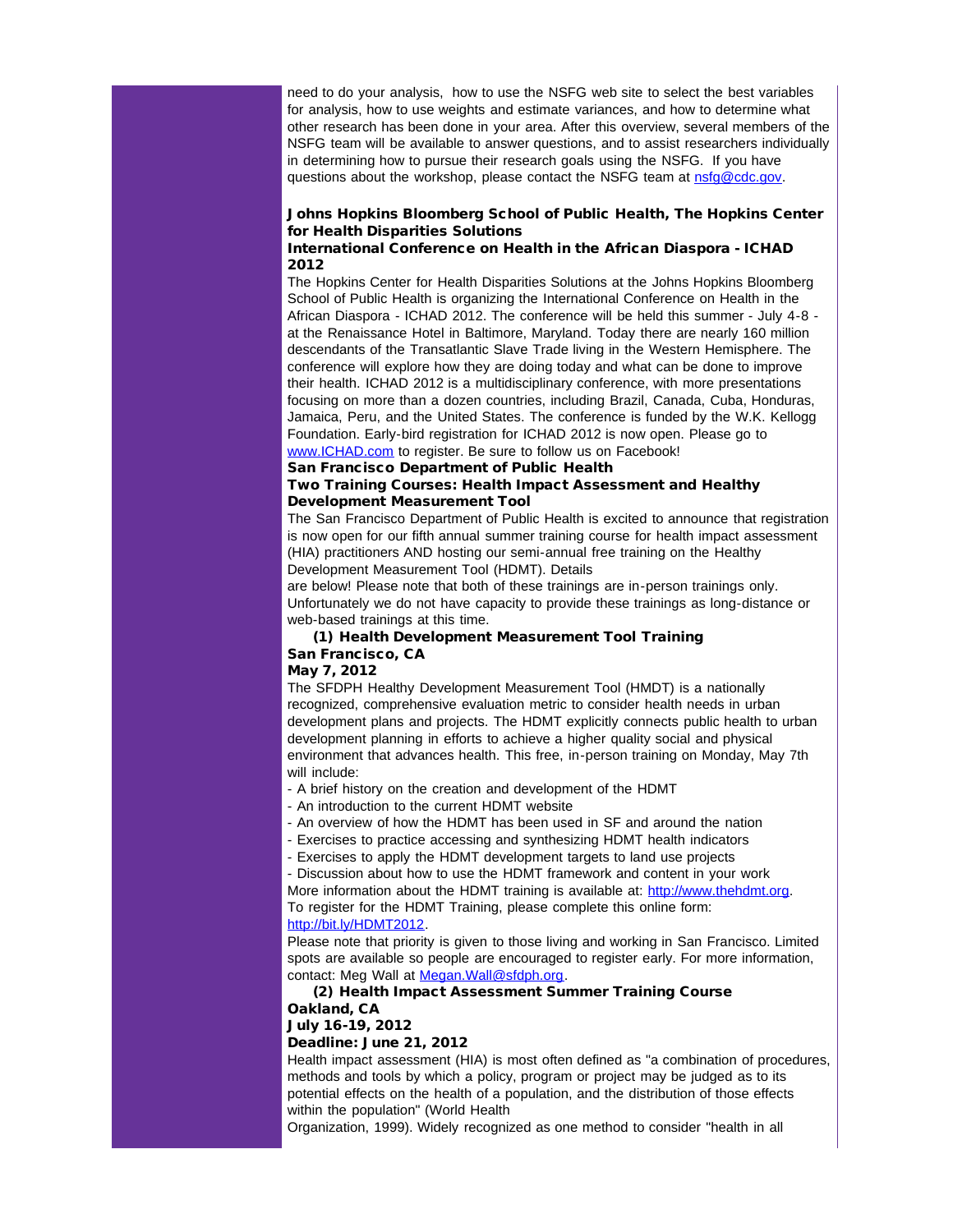need to do your analysis, how to use the NSFG web site to select the best variables for analysis, how to use weights and estimate variances, and how to determine what other research has been done in your area. After this overview, several members of the NSFG team will be available to answer questions, and to assist researchers individually in determining how to pursue their research goals using the NSFG. If you have questions about the workshop, please contact the NSFG team at nsfg@cdc.gov.

**Johns Hopkins Bloomberg School of Public Health, The Hopkins Center for Health Disparities Solutions**
**International Conference on Health in the African Diaspora - ICHAD 2012**

The Hopkins Center for Health Disparities Solutions at the Johns Hopkins Bloomberg School of Public Health is organizing the International Conference on Health in the African Diaspora - ICHAD 2012. The conference will be held this summer - July 4-8 - at the Renaissance Hotel in Baltimore, Maryland. Today there are nearly 160 million descendants of the Transatlantic Slave Trade living in the Western Hemisphere. The conference will explore how they are doing today and what can be done to improve their health. ICHAD 2012 is a multidisciplinary conference, with more presentations focusing on more than a dozen countries, including Brazil, Canada, Cuba, Honduras, Jamaica, Peru, and the United States. The conference is funded by the W.K. Kellogg Foundation. Early-bird registration for ICHAD 2012 is now open. Please go to www.ICHAD.com to register. Be sure to follow us on Facebook!

**San Francisco Department of Public Health**
**Two Training Courses: Health Impact Assessment and Healthy Development Measurement Tool**

The San Francisco Department of Public Health is excited to announce that registration is now open for our fifth annual summer training course for health impact assessment (HIA) practitioners AND hosting our semi-annual free training on the Healthy Development Measurement Tool (HDMT). Details
are below! Please note that both of these trainings are in-person trainings only. Unfortunately we do not have capacity to provide these trainings as long-distance or web-based trainings at this time.

**(1) Health Development Measurement Tool Training**
**San Francisco, CA**
**May 7, 2012**

The SFDPH Healthy Development Measurement Tool (HMDT) is a nationally recognized, comprehensive evaluation metric to consider health needs in urban development plans and projects. The HDMT explicitly connects public health to urban development planning in efforts to achieve a higher quality social and physical environment that advances health. This free, in-person training on Monday, May 7th will include:

- A brief history on the creation and development of the HDMT
- An introduction to the current HDMT website
- An overview of how the HDMT has been used in SF and around the nation
- Exercises to practice accessing and synthesizing HDMT health indicators
- Exercises to apply the HDMT development targets to land use projects
- Discussion about how to use the HDMT framework and content in your work

More information about the HDMT training is available at: http://www.thehdmt.org.
To register for the HDMT Training, please complete this online form: http://bit.ly/HDMT2012.
Please note that priority is given to those living and working in San Francisco. Limited spots are available so people are encouraged to register early. For more information, contact: Meg Wall at Megan.Wall@sfdph.org.

**(2) Health Impact Assessment Summer Training Course**
**Oakland, CA**
**July 16-19, 2012**
**Deadline: June 21, 2012**

Health impact assessment (HIA) is most often defined as "a combination of procedures, methods and tools by which a policy, program or project may be judged as to its potential effects on the health of a population, and the distribution of those effects within the population" (World Health
Organization, 1999). Widely recognized as one method to consider "health in all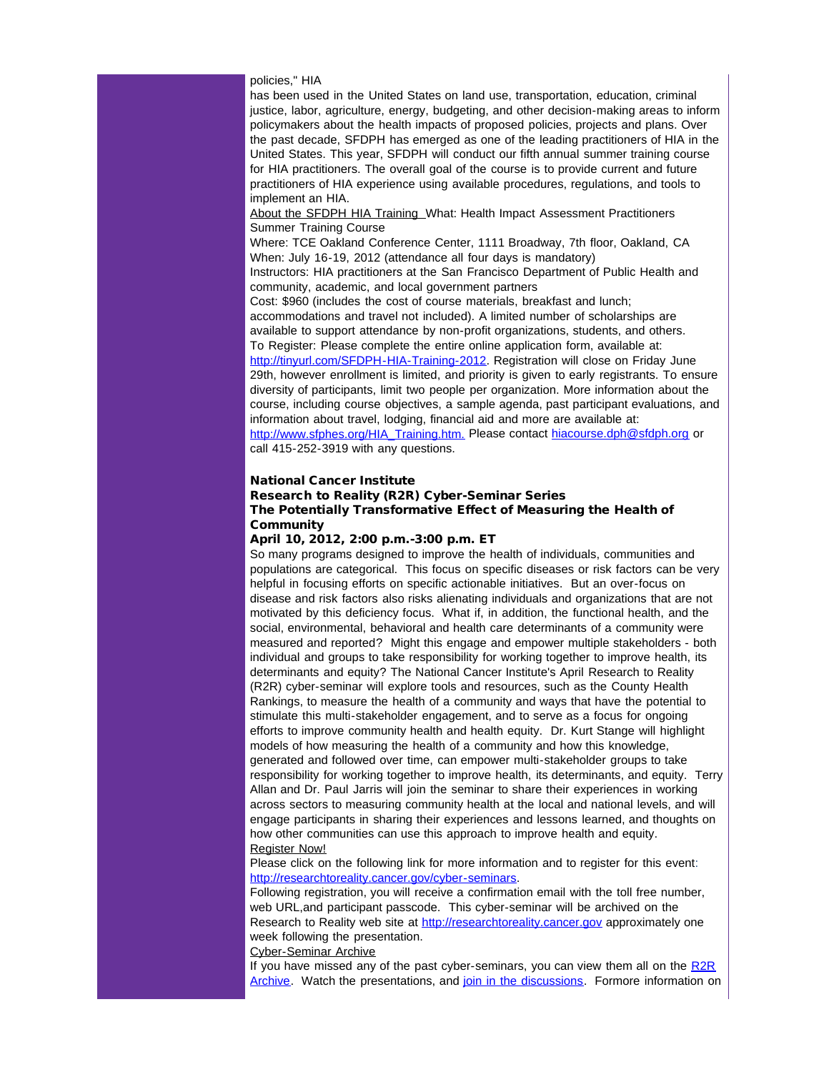policies," HIA
has been used in the United States on land use, transportation, education, criminal justice, labor, agriculture, energy, budgeting, and other decision-making areas to inform policymakers about the health impacts of proposed policies, projects and plans. Over the past decade, SFDPH has emerged as one of the leading practitioners of HIA in the United States. This year, SFDPH will conduct our fifth annual summer training course for HIA practitioners. The overall goal of the course is to provide current and future practitioners of HIA experience using available procedures, regulations, and tools to implement an HIA.

About the SFDPH HIA Training What: Health Impact Assessment Practitioners Summer Training Course

Where: TCE Oakland Conference Center, 1111 Broadway, 7th floor, Oakland, CA

When: July 16-19, 2012 (attendance all four days is mandatory)

Instructors: HIA practitioners at the San Francisco Department of Public Health and community, academic, and local government partners

Cost: $960 (includes the cost of course materials, breakfast and lunch; accommodations and travel not included). A limited number of scholarships are available to support attendance by non-profit organizations, students, and others.

To Register: Please complete the entire online application form, available at: http://tinyurl.com/SFDPH-HIA-Training-2012. Registration will close on Friday June 29th, however enrollment is limited, and priority is given to early registrants. To ensure diversity of participants, limit two people per organization. More information about the course, including course objectives, a sample agenda, past participant evaluations, and information about travel, lodging, financial aid and more are available at: http://www.sfphes.org/HIA_Training.htm. Please contact hiacourse.dph@sfdph.org or call 415-252-3919 with any questions.

**National Cancer Institute**
**Research to Reality (R2R) Cyber-Seminar Series**
**The Potentially Transformative Effect of Measuring the Health of Community**
**April 10, 2012, 2:00 p.m.-3:00 p.m. ET**

So many programs designed to improve the health of individuals, communities and populations are categorical. This focus on specific diseases or risk factors can be very helpful in focusing efforts on specific actionable initiatives. But an over-focus on disease and risk factors also risks alienating individuals and organizations that are not motivated by this deficiency focus. What if, in addition, the functional health, and the social, environmental, behavioral and health care determinants of a community were measured and reported? Might this engage and empower multiple stakeholders - both individual and groups to take responsibility for working together to improve health, its determinants and equity? The National Cancer Institute's April Research to Reality (R2R) cyber-seminar will explore tools and resources, such as the County Health Rankings, to measure the health of a community and ways that have the potential to stimulate this multi-stakeholder engagement, and to serve as a focus for ongoing efforts to improve community health and health equity. Dr. Kurt Stange will highlight models of how measuring the health of a community and how this knowledge, generated and followed over time, can empower multi-stakeholder groups to take responsibility for working together to improve health, its determinants, and equity. Terry Allan and Dr. Paul Jarris will join the seminar to share their experiences in working across sectors to measuring community health at the local and national levels, and will engage participants in sharing their experiences and lessons learned, and thoughts on how other communities can use this approach to improve health and equity.

Register Now!

Please click on the following link for more information and to register for this event: http://researchtoreality.cancer.gov/cyber-seminars.

Following registration, you will receive a confirmation email with the toll free number, web URL,and participant passcode. This cyber-seminar will be archived on the Research to Reality web site at http://researchtoreality.cancer.gov approximately one week following the presentation.

Cyber-Seminar Archive

If you have missed any of the past cyber-seminars, you can view them all on the R2R Archive. Watch the presentations, and join in the discussions. Formore information on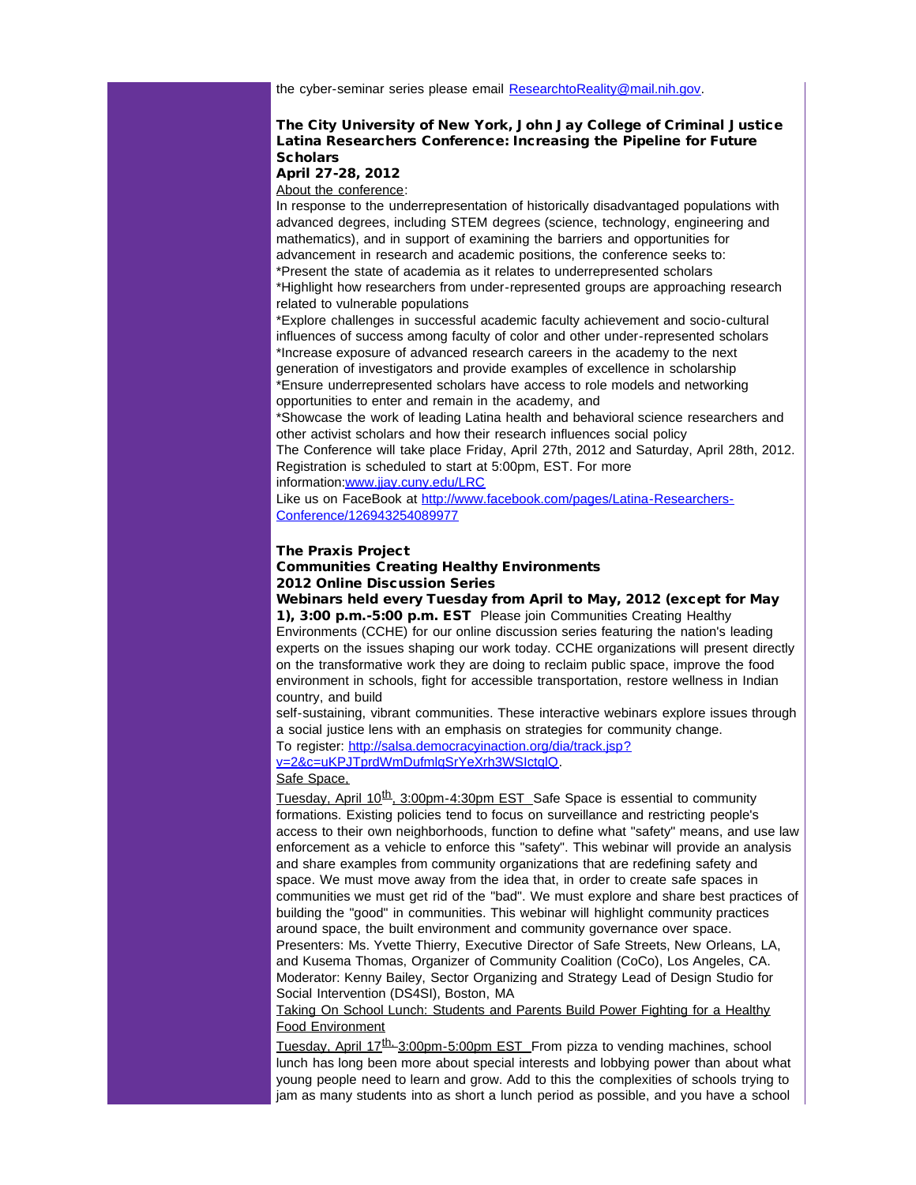the cyber-seminar series please email ResearchtoReality@mail.nih.gov.

**The City University of New York, John Jay College of Criminal Justice Latina Researchers Conference: Increasing the Pipeline for Future Scholars**
**April 27-28, 2012**

About the conference:

In response to the underrepresentation of historically disadvantaged populations with advanced degrees, including STEM degrees (science, technology, engineering and mathematics), and in support of examining the barriers and opportunities for advancement in research and academic positions, the conference seeks to:

*Present the state of academia as it relates to underrepresented scholars
*Highlight how researchers from under-represented groups are approaching research related to vulnerable populations
*Explore challenges in successful academic faculty achievement and socio-cultural influences of success among faculty of color and other under-represented scholars
*Increase exposure of advanced research careers in the academy to the next generation of investigators and provide examples of excellence in scholarship
*Ensure underrepresented scholars have access to role models and networking opportunities to enter and remain in the academy, and
*Showcase the work of leading Latina health and behavioral science researchers and other activist scholars and how their research influences social policy

The Conference will take place Friday, April 27th, 2012 and Saturday, April 28th, 2012. Registration is scheduled to start at 5:00pm, EST. For more information:www.jjay.cuny.edu/LRC

Like us on FaceBook at http://www.facebook.com/pages/Latina-Researchers-Conference/126943254089977

**The Praxis Project**
**Communities Creating Healthy Environments**
**2012 Online Discussion Series**
**Webinars held every Tuesday from April to May, 2012 (except for May 1), 3:00 p.m.-5:00 p.m. EST** Please join Communities Creating Healthy Environments (CCHE) for our online discussion series featuring the nation's leading experts on the issues shaping our work today. CCHE organizations will present directly on the transformative work they are doing to reclaim public space, improve the food environment in schools, fight for accessible transportation, restore wellness in Indian country, and build
self-sustaining, vibrant communities. These interactive webinars explore issues through a social justice lens with an emphasis on strategies for community change.
To register: http://salsa.democracyinaction.org/dia/track.jsp?v=2&c=uKPJTprdWmDufmlqSrYeXrh3WSIctqlQ.

Safe Space,

Tuesday, April 10th, 3:00pm-4:30pm EST Safe Space is essential to community formations. Existing policies tend to focus on surveillance and restricting people's access to their own neighborhoods, function to define what "safety" means, and use law enforcement as a vehicle to enforce this "safety". This webinar will provide an analysis and share examples from community organizations that are redefining safety and space. We must move away from the idea that, in order to create safe spaces in communities we must get rid of the "bad". We must explore and share best practices of building the "good" in communities. This webinar will highlight community practices around space, the built environment and community governance over space.
Presenters: Ms. Yvette Thierry, Executive Director of Safe Streets, New Orleans, LA, and Kusema Thomas, Organizer of Community Coalition (CoCo), Los Angeles, CA.
Moderator: Kenny Bailey, Sector Organizing and Strategy Lead of Design Studio for Social Intervention (DS4SI), Boston, MA

Taking On School Lunch: Students and Parents Build Power Fighting for a Healthy Food Environment

Tuesday, April 17th, 3:00pm-5:00pm EST From pizza to vending machines, school lunch has long been more about special interests and lobbying power than about what young people need to learn and grow. Add to this the complexities of schools trying to jam as many students into as short a lunch period as possible, and you have a school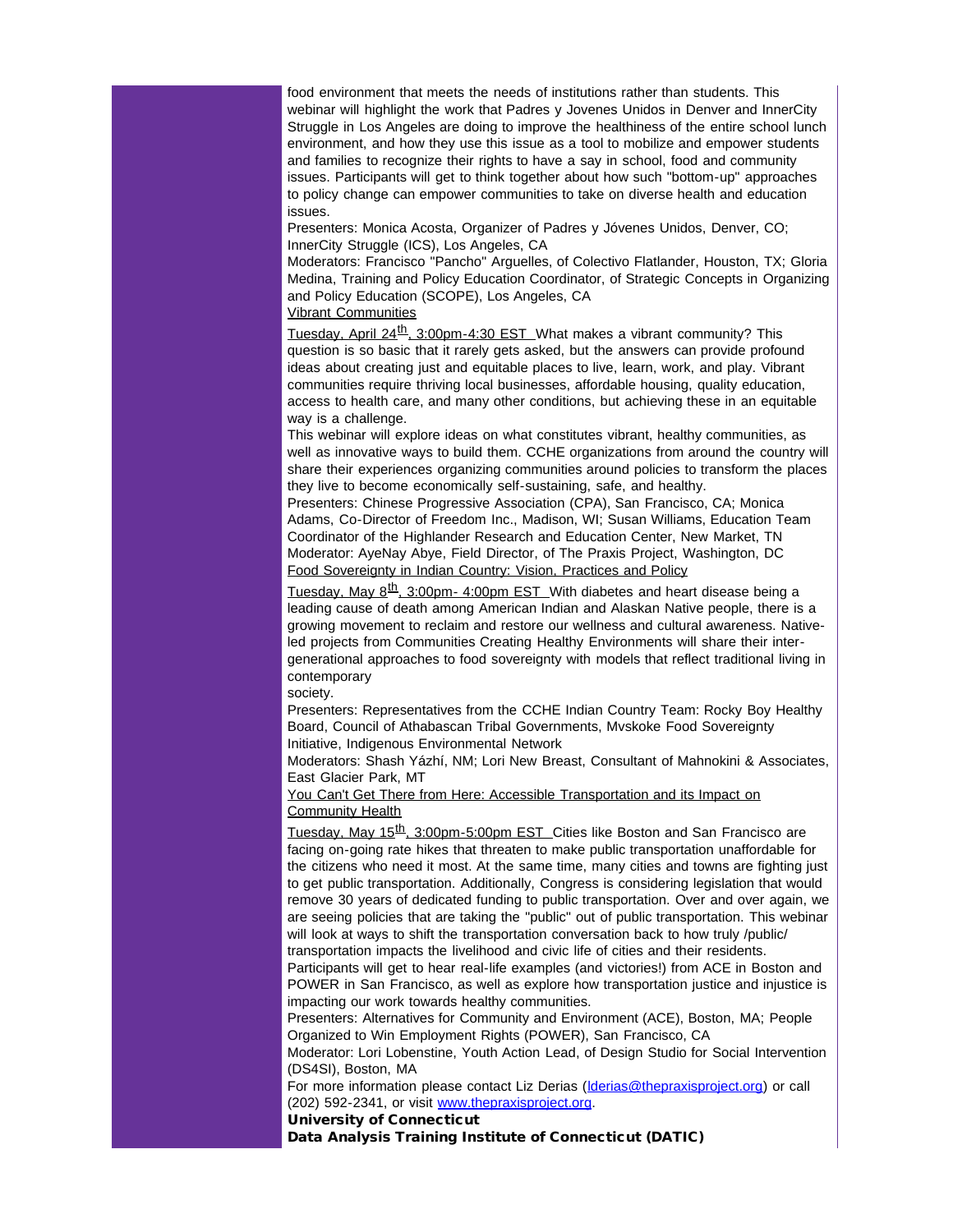food environment that meets the needs of institutions rather than students. This webinar will highlight the work that Padres y Jovenes Unidos in Denver and InnerCity Struggle in Los Angeles are doing to improve the healthiness of the entire school lunch environment, and how they use this issue as a tool to mobilize and empower students and families to recognize their rights to have a say in school, food and community issues. Participants will get to think together about how such "bottom-up" approaches to policy change can empower communities to take on diverse health and education issues.

Presenters: Monica Acosta, Organizer of Padres y Jóvenes Unidos, Denver, CO; InnerCity Struggle (ICS), Los Angeles, CA

Moderators: Francisco "Pancho" Arguelles, of Colectivo Flatlander, Houston, TX; Gloria Medina, Training and Policy Education Coordinator, of Strategic Concepts in Organizing and Policy Education (SCOPE), Los Angeles, CA

Vibrant Communities

Tuesday, April 24th, 3:00pm-4:30 EST What makes a vibrant community? This question is so basic that it rarely gets asked, but the answers can provide profound ideas about creating just and equitable places to live, learn, work, and play. Vibrant communities require thriving local businesses, affordable housing, quality education, access to health care, and many other conditions, but achieving these in an equitable way is a challenge.

This webinar will explore ideas on what constitutes vibrant, healthy communities, as well as innovative ways to build them. CCHE organizations from around the country will share their experiences organizing communities around policies to transform the places they live to become economically self-sustaining, safe, and healthy.

Presenters: Chinese Progressive Association (CPA), San Francisco, CA; Monica Adams, Co-Director of Freedom Inc., Madison, WI; Susan Williams, Education Team Coordinator of the Highlander Research and Education Center, New Market, TN

Moderator: AyeNay Abye, Field Director, of The Praxis Project, Washington, DC

Food Sovereignty in Indian Country: Vision, Practices and Policy

Tuesday, May 8th, 3:00pm- 4:00pm EST With diabetes and heart disease being a leading cause of death among American Indian and Alaskan Native people, there is a growing movement to reclaim and restore our wellness and cultural awareness. Native-led projects from Communities Creating Healthy Environments will share their inter-generational approaches to food sovereignty with models that reflect traditional living in contemporary society.

Presenters: Representatives from the CCHE Indian Country Team: Rocky Boy Healthy Board, Council of Athabascan Tribal Governments, Mvskoke Food Sovereignty Initiative, Indigenous Environmental Network

Moderators: Shash Yázhí, NM; Lori New Breast, Consultant of Mahnokini & Associates, East Glacier Park, MT

You Can't Get There from Here: Accessible Transportation and its Impact on Community Health

Tuesday, May 15th, 3:00pm-5:00pm EST Cities like Boston and San Francisco are facing on-going rate hikes that threaten to make public transportation unaffordable for the citizens who need it most. At the same time, many cities and towns are fighting just to get public transportation. Additionally, Congress is considering legislation that would remove 30 years of dedicated funding to public transportation. Over and over again, we are seeing policies that are taking the "public" out of public transportation. This webinar will look at ways to shift the transportation conversation back to how truly /public/ transportation impacts the livelihood and civic life of cities and their residents.

Participants will get to hear real-life examples (and victories!) from ACE in Boston and POWER in San Francisco, as well as explore how transportation justice and injustice is impacting our work towards healthy communities.

Presenters: Alternatives for Community and Environment (ACE), Boston, MA; People Organized to Win Employment Rights (POWER), San Francisco, CA

Moderator: Lori Lobenstine, Youth Action Lead, of Design Studio for Social Intervention (DS4SI), Boston, MA

For more information please contact Liz Derias (lderias@thepraxisproject.org) or call (202) 592-2341, or visit www.thepraxisproject.org.

**University of Connecticut**

**Data Analysis Training Institute of Connecticut (DATIC)**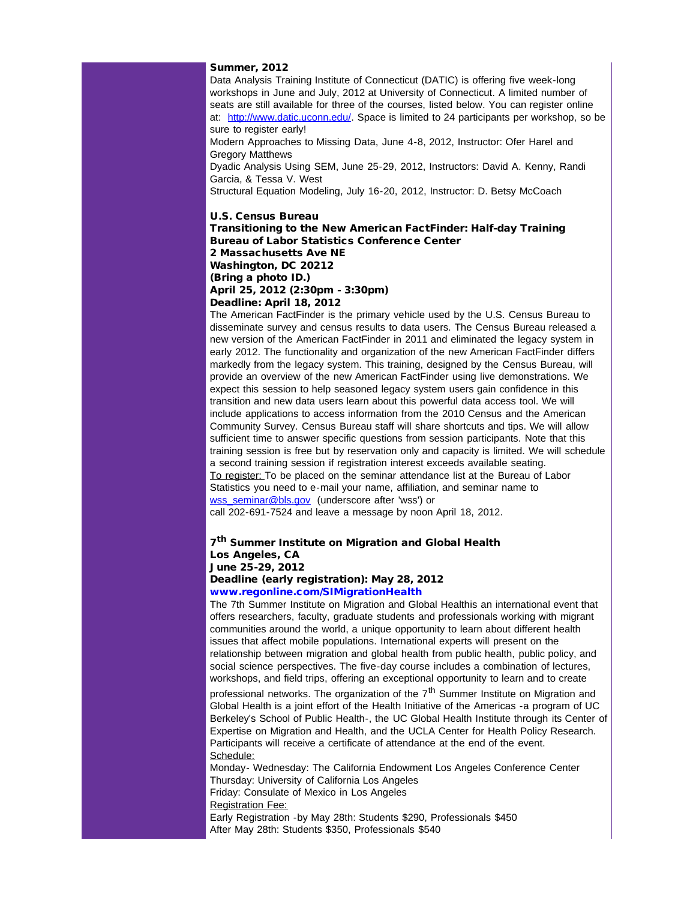**Summer, 2012**

Data Analysis Training Institute of Connecticut (DATIC) is offering five week-long workshops in June and July, 2012 at University of Connecticut. A limited number of seats are still available for three of the courses, listed below. You can register online at: http://www.datic.uconn.edu/. Space is limited to 24 participants per workshop, so be sure to register early!

Modern Approaches to Missing Data, June 4-8, 2012, Instructor: Ofer Harel and Gregory Matthews

Dyadic Analysis Using SEM, June 25-29, 2012, Instructors: David A. Kenny, Randi Garcia, & Tessa V. West

Structural Equation Modeling, July 16-20, 2012, Instructor: D. Betsy McCoach

**U.S. Census Bureau**
**Transitioning to the New American FactFinder: Half-day Training**
**Bureau of Labor Statistics Conference Center**
**2 Massachusetts Ave NE**
**Washington, DC 20212**
**(Bring a photo ID.)**
**April 25, 2012 (2:30pm - 3:30pm)**
**Deadline: April 18, 2012**

The American FactFinder is the primary vehicle used by the U.S. Census Bureau to disseminate survey and census results to data users. The Census Bureau released a new version of the American FactFinder in 2011 and eliminated the legacy system in early 2012. The functionality and organization of the new American FactFinder differs markedly from the legacy system. This training, designed by the Census Bureau, will provide an overview of the new American FactFinder using live demonstrations. We expect this session to help seasoned legacy system users gain confidence in this transition and new data users learn about this powerful data access tool. We will include applications to access information from the 2010 Census and the American Community Survey. Census Bureau staff will share shortcuts and tips. We will allow sufficient time to answer specific questions from session participants. Note that this training session is free but by reservation only and capacity is limited. We will schedule a second training session if registration interest exceeds available seating.

To register: To be placed on the seminar attendance list at the Bureau of Labor Statistics you need to e-mail your name, affiliation, and seminar name to wss_seminar@bls.gov (underscore after 'wss') or call 202-691-7524 and leave a message by noon April 18, 2012.

**7th Summer Institute on Migration and Global Health**
**Los Angeles, CA**
**June 25-29, 2012**
**Deadline (early registration): May 28, 2012**
**www.regonline.com/SIMigrationHealth**

The 7th Summer Institute on Migration and Global Healthis an international event that offers researchers, faculty, graduate students and professionals working with migrant communities around the world, a unique opportunity to learn about different health issues that affect mobile populations. International experts will present on the relationship between migration and global health from public health, public policy, and social science perspectives. The five-day course includes a combination of lectures, workshops, and field trips, offering an exceptional opportunity to learn and to create professional networks. The organization of the 7th Summer Institute on Migration and Global Health is a joint effort of the Health Initiative of the Americas -a program of UC Berkeley's School of Public Health-, the UC Global Health Institute through its Center of Expertise on Migration and Health, and the UCLA Center for Health Policy Research. Participants will receive a certificate of attendance at the end of the event.

Schedule:

Monday- Wednesday: The California Endowment Los Angeles Conference Center
Thursday: University of California Los Angeles
Friday: Consulate of Mexico in Los Angeles

Registration Fee:

Early Registration -by May 28th: Students $290, Professionals $450
After May 28th: Students $350, Professionals $540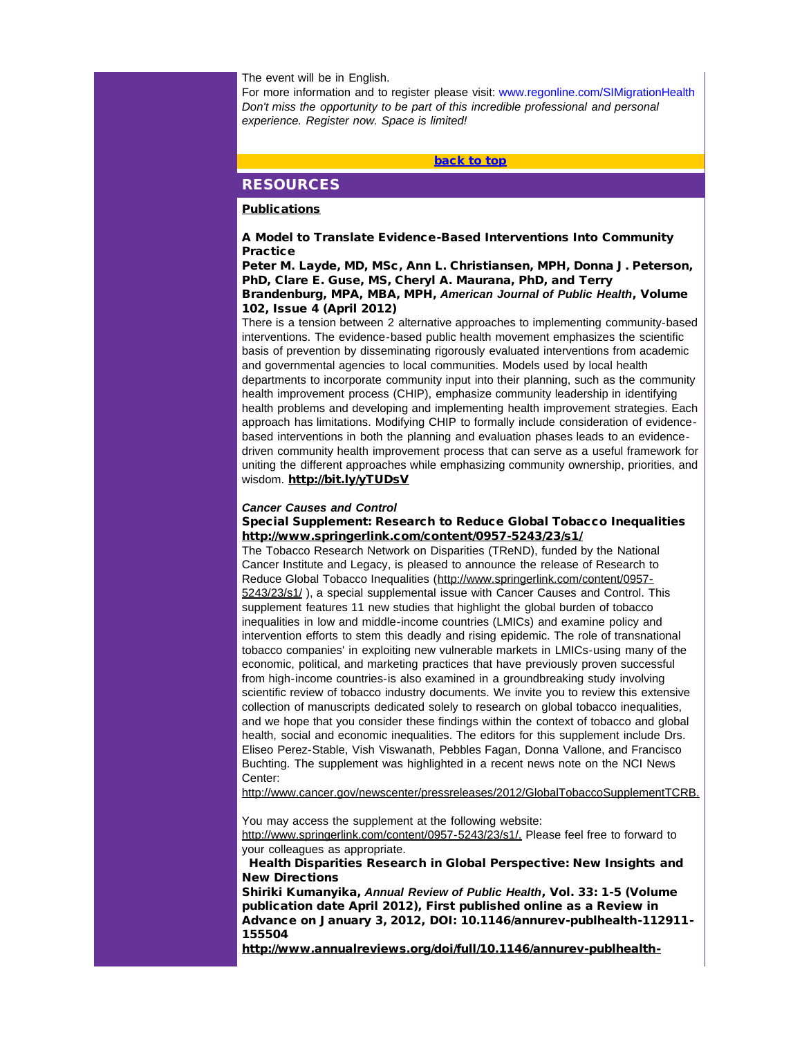The event will be in English.

For more information and to register please visit: www.regonline.com/SIMigrationHealth

*Don't miss the opportunity to be part of this incredible professional and personal experience. Register now. Space is limited!*

**back to top**

## RESOURCES

**Publications**

**A Model to Translate Evidence-Based Interventions Into Community Practice**

**Peter M. Layde, MD, MSc, Ann L. Christiansen, MPH, Donna J. Peterson, PhD, Clare E. Guse, MS, Cheryl A. Maurana, PhD, and Terry Brandenburg, MPA, MBA, MPH, *American Journal of Public Health*, Volume 102, Issue 4 (April 2012)**

There is a tension between 2 alternative approaches to implementing community-based interventions. The evidence-based public health movement emphasizes the scientific basis of prevention by disseminating rigorously evaluated interventions from academic and governmental agencies to local communities. Models used by local health departments to incorporate community input into their planning, such as the community health improvement process (CHIP), emphasize community leadership in identifying health problems and developing and implementing health improvement strategies. Each approach has limitations. Modifying CHIP to formally include consideration of evidence-based interventions in both the planning and evaluation phases leads to an evidence-driven community health improvement process that can serve as a useful framework for uniting the different approaches while emphasizing community ownership, priorities, and wisdom. **http://bit.ly/yTUDsV**

***Cancer Causes and Control***

**Special Supplement: Research to Reduce Global Tobacco Inequalities**
**http://www.springerlink.com/content/0957-5243/23/s1/**

The Tobacco Research Network on Disparities (TReND), funded by the National Cancer Institute and Legacy, is pleased to announce the release of Research to Reduce Global Tobacco Inequalities (http://www.springerlink.com/content/0957-5243/23/s1/ ), a special supplemental issue with Cancer Causes and Control. This supplement features 11 new studies that highlight the global burden of tobacco inequalities in low and middle-income countries (LMICs) and examine policy and intervention efforts to stem this deadly and rising epidemic. The role of transnational tobacco companies' in exploiting new vulnerable markets in LMICs-using many of the economic, political, and marketing practices that have previously proven successful from high-income countries-is also examined in a groundbreaking study involving scientific review of tobacco industry documents. We invite you to review this extensive collection of manuscripts dedicated solely to research on global tobacco inequalities, and we hope that you consider these findings within the context of tobacco and global health, social and economic inequalities. The editors for this supplement include Drs. Eliseo Perez-Stable, Vish Viswanath, Pebbles Fagan, Donna Vallone, and Francisco Buchting. The supplement was highlighted in a recent news note on the NCI News Center:
http://www.cancer.gov/newscenter/pressreleases/2012/GlobalTobaccoSupplementTCRB.

You may access the supplement at the following website:
http://www.springerlink.com/content/0957-5243/23/s1/. Please feel free to forward to your colleagues as appropriate.

**Health Disparities Research in Global Perspective: New Insights and New Directions**

**Shiriki Kumanyika, *Annual Review of Public Health*, Vol. 33: 1-5 (Volume publication date April 2012), First published online as a Review in Advance on January 3, 2012, DOI: 10.1146/annurev-publhealth-112911-155504**

**http://www.annualreviews.org/doi/full/10.1146/annurev-publhealth-**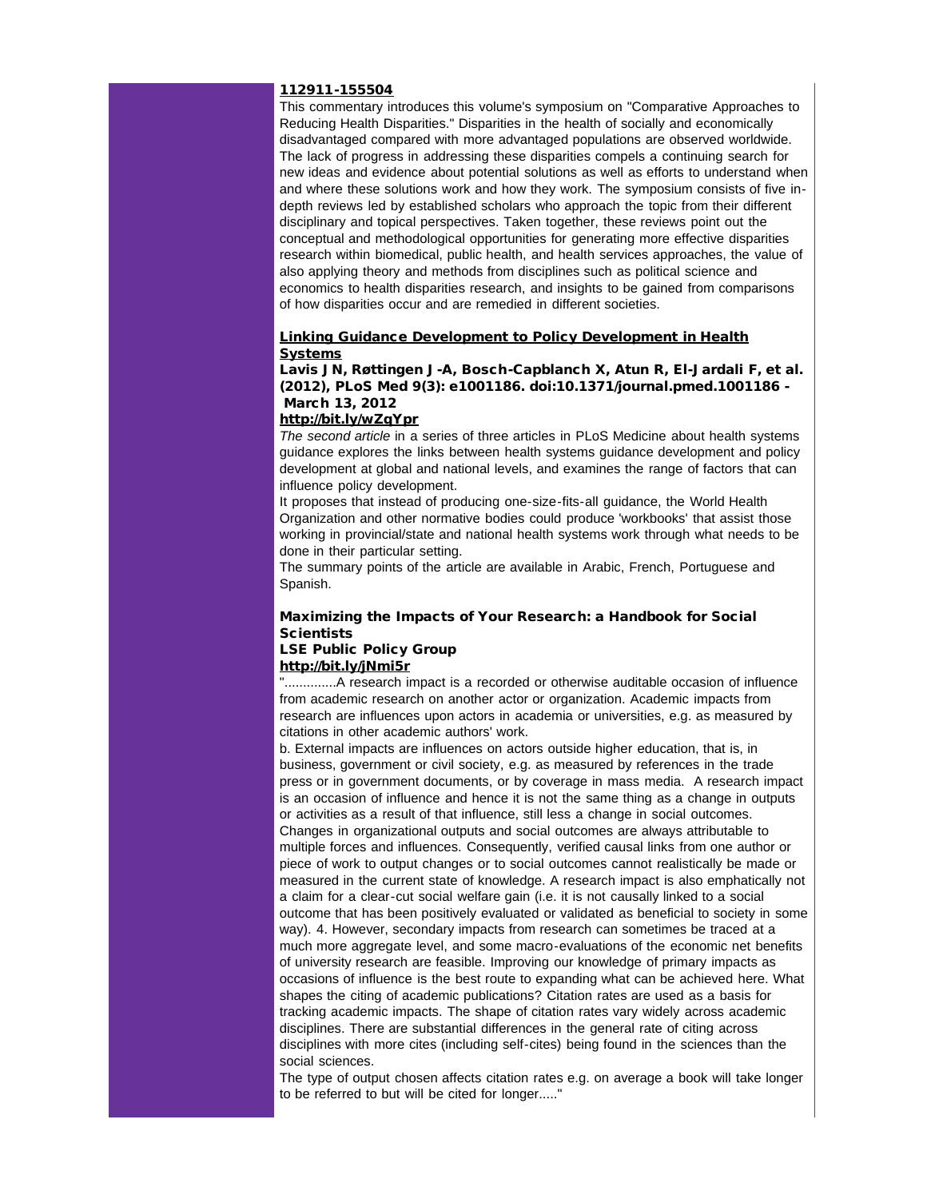**112911-155504**

This commentary introduces this volume's symposium on "Comparative Approaches to Reducing Health Disparities." Disparities in the health of socially and economically disadvantaged compared with more advantaged populations are observed worldwide. The lack of progress in addressing these disparities compels a continuing search for new ideas and evidence about potential solutions as well as efforts to understand when and where these solutions work and how they work. The symposium consists of five in-depth reviews led by established scholars who approach the topic from their different disciplinary and topical perspectives. Taken together, these reviews point out the conceptual and methodological opportunities for generating more effective disparities research within biomedical, public health, and health services approaches, the value of also applying theory and methods from disciplines such as political science and economics to health disparities research, and insights to be gained from comparisons of how disparities occur and are remedied in different societies.

**Linking Guidance Development to Policy Development in Health Systems**

**Lavis JN, Røttingen J-A, Bosch-Capblanch X, Atun R, El-Jardali F, et al. (2012), PLoS Med 9(3): e1001186. doi:10.1371/journal.pmed.1001186 - March 13, 2012**

**http://bit.ly/wZqYpr**

*The second article* in a series of three articles in PLoS Medicine about health systems guidance explores the links between health systems guidance development and policy development at global and national levels, and examines the range of factors that can influence policy development.

It proposes that instead of producing one-size-fits-all guidance, the World Health Organization and other normative bodies could produce 'workbooks' that assist those working in provincial/state and national health systems work through what needs to be done in their particular setting.

The summary points of the article are available in Arabic, French, Portuguese and Spanish.

**Maximizing the Impacts of Your Research: a Handbook for Social Scientists**

**LSE Public Policy Group**

**http://bit.ly/jNmi5r**

"..............A research impact is a recorded or otherwise auditable occasion of influence from academic research on another actor or organization. Academic impacts from research are influences upon actors in academia or universities, e.g. as measured by citations in other academic authors' work.

b. External impacts are influences on actors outside higher education, that is, in business, government or civil society, e.g. as measured by references in the trade press or in government documents, or by coverage in mass media. A research impact is an occasion of influence and hence it is not the same thing as a change in outputs or activities as a result of that influence, still less a change in social outcomes. Changes in organizational outputs and social outcomes are always attributable to multiple forces and influences. Consequently, verified causal links from one author or piece of work to output changes or to social outcomes cannot realistically be made or measured in the current state of knowledge. A research impact is also emphatically not a claim for a clear-cut social welfare gain (i.e. it is not causally linked to a social outcome that has been positively evaluated or validated as beneficial to society in some way). 4. However, secondary impacts from research can sometimes be traced at a much more aggregate level, and some macro-evaluations of the economic net benefits of university research are feasible. Improving our knowledge of primary impacts as occasions of influence is the best route to expanding what can be achieved here. What shapes the citing of academic publications? Citation rates are used as a basis for tracking academic impacts. The shape of citation rates vary widely across academic disciplines. There are substantial differences in the general rate of citing across disciplines with more cites (including self-cites) being found in the sciences than the social sciences.

The type of output chosen affects citation rates e.g. on average a book will take longer to be referred to but will be cited for longer....."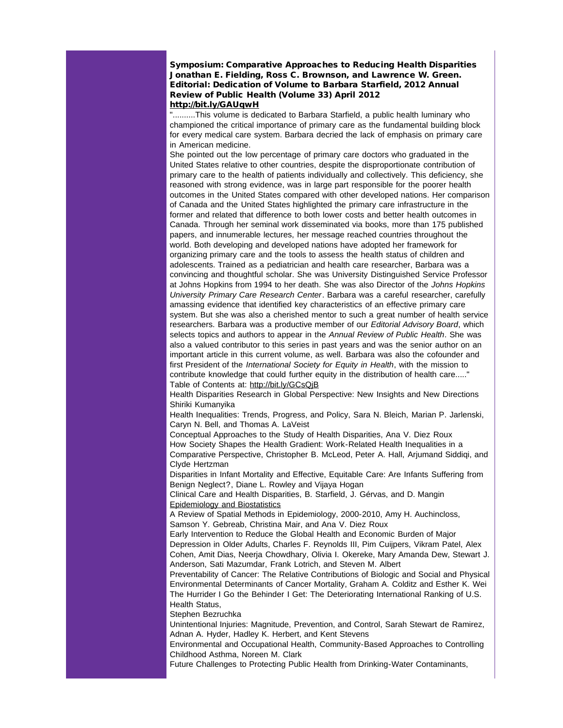**Symposium: Comparative Approaches to Reducing Health Disparities**
**Jonathan E. Fielding, Ross C. Brownson, and Lawrence W. Green.**
**Editorial: Dedication of Volume to Barbara Starfield, 2012 Annual Review of Public Health (Volume 33) April 2012**
**http://bit.ly/GAUqwH**

"..........This volume is dedicated to Barbara Starfield, a public health luminary who championed the critical importance of primary care as the fundamental building block for every medical care system. Barbara decried the lack of emphasis on primary care in American medicine.

She pointed out the low percentage of primary care doctors who graduated in the United States relative to other countries, despite the disproportionate contribution of primary care to the health of patients individually and collectively. This deficiency, she reasoned with strong evidence, was in large part responsible for the poorer health outcomes in the United States compared with other developed nations. Her comparison of Canada and the United States highlighted the primary care infrastructure in the former and related that difference to both lower costs and better health outcomes in Canada. Through her seminal work disseminated via books, more than 175 published papers, and innumerable lectures, her message reached countries throughout the world. Both developing and developed nations have adopted her framework for organizing primary care and the tools to assess the health status of children and adolescents. Trained as a pediatrician and health care researcher, Barbara was a convincing and thoughtful scholar. She was University Distinguished Service Professor at Johns Hopkins from 1994 to her death. She was also Director of the *Johns Hopkins University Primary Care Research Center*. Barbara was a careful researcher, carefully amassing evidence that identified key characteristics of an effective primary care system. But she was also a cherished mentor to such a great number of health service researchers. Barbara was a productive member of our *Editorial Advisory Board*, which selects topics and authors to appear in the *Annual Review of Public Health*. She was also a valued contributor to this series in past years and was the senior author on an important article in this current volume, as well. Barbara was also the cofounder and first President of the *International Society for Equity in Health*, with the mission to contribute knowledge that could further equity in the distribution of health care....."

Table of Contents at: http://bit.ly/GCsQjB

Health Disparities Research in Global Perspective: New Insights and New Directions Shiriki Kumanyika

Health Inequalities: Trends, Progress, and Policy, Sara N. Bleich, Marian P. Jarlenski, Caryn N. Bell, and Thomas A. LaVeist

Conceptual Approaches to the Study of Health Disparities, Ana V. Diez Roux

How Society Shapes the Health Gradient: Work-Related Health Inequalities in a Comparative Perspective, Christopher B. McLeod, Peter A. Hall, Arjumand Siddiqi, and Clyde Hertzman

Disparities in Infant Mortality and Effective, Equitable Care: Are Infants Suffering from Benign Neglect?, Diane L. Rowley and Vijaya Hogan

Clinical Care and Health Disparities, B. Starfield, J. Gérvas, and D. Mangin

Epidemiology and Biostatistics

A Review of Spatial Methods in Epidemiology, 2000-2010, Amy H. Auchincloss, Samson Y. Gebreab, Christina Mair, and Ana V. Diez Roux

Early Intervention to Reduce the Global Health and Economic Burden of Major Depression in Older Adults, Charles F. Reynolds III, Pim Cuijpers, Vikram Patel, Alex Cohen, Amit Dias, Neerja Chowdhary, Olivia I. Okereke, Mary Amanda Dew, Stewart J. Anderson, Sati Mazumdar, Frank Lotrich, and Steven M. Albert

Preventability of Cancer: The Relative Contributions of Biologic and Social and Physical Environmental Determinants of Cancer Mortality, Graham A. Colditz and Esther K. Wei

The Hurrider I Go the Behinder I Get: The Deteriorating International Ranking of U.S. Health Status,
Stephen Bezruchka

Unintentional Injuries: Magnitude, Prevention, and Control, Sarah Stewart de Ramirez, Adnan A. Hyder, Hadley K. Herbert, and Kent Stevens

Environmental and Occupational Health, Community-Based Approaches to Controlling Childhood Asthma, Noreen M. Clark

Future Challenges to Protecting Public Health from Drinking-Water Contaminants,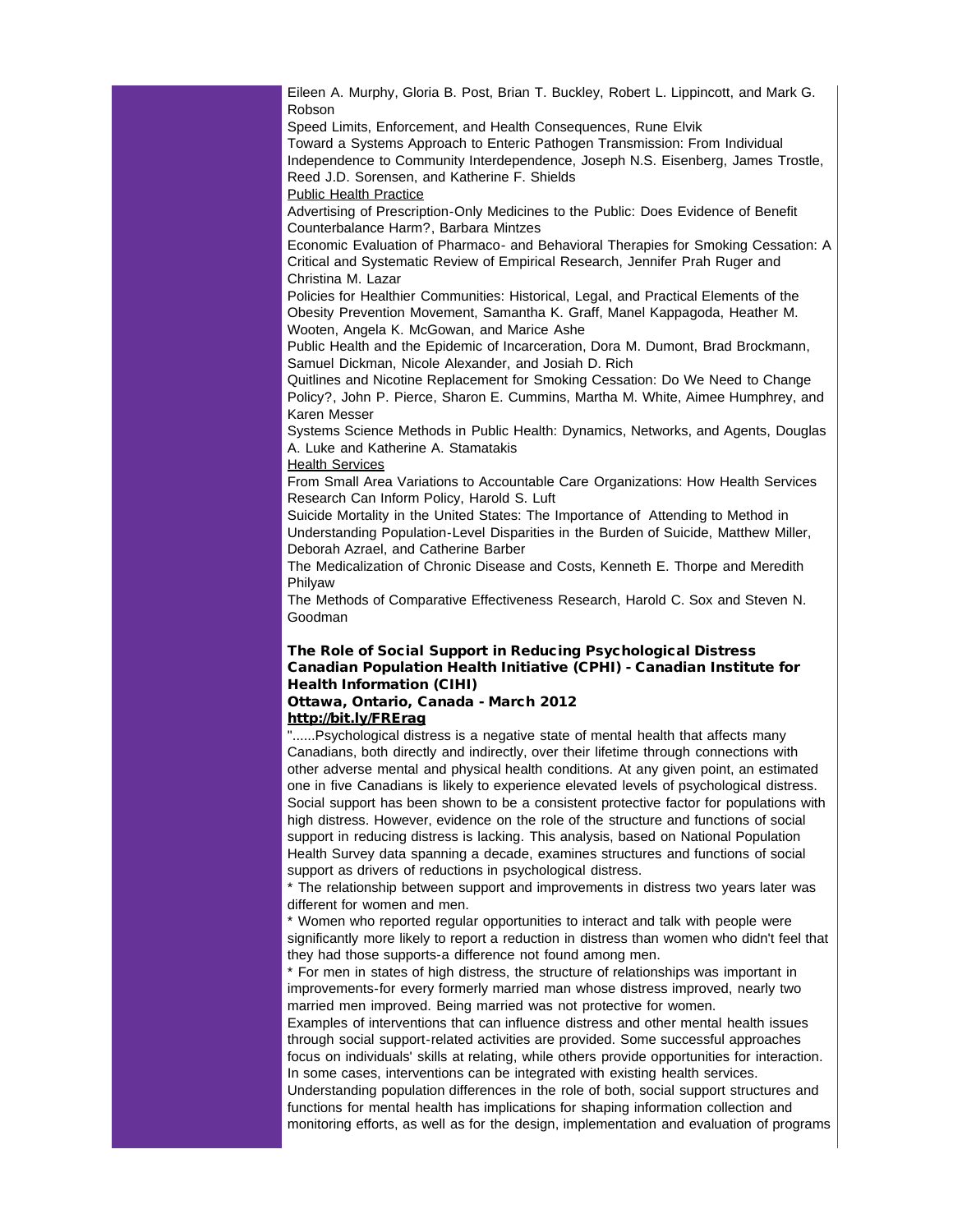Eileen A. Murphy, Gloria B. Post, Brian T. Buckley, Robert L. Lippincott, and Mark G. Robson

Speed Limits, Enforcement, and Health Consequences, Rune Elvik

Toward a Systems Approach to Enteric Pathogen Transmission: From Individual Independence to Community Interdependence, Joseph N.S. Eisenberg, James Trostle, Reed J.D. Sorensen, and Katherine F. Shields

Public Health Practice

Advertising of Prescription-Only Medicines to the Public: Does Evidence of Benefit Counterbalance Harm?, Barbara Mintzes

Economic Evaluation of Pharmaco- and Behavioral Therapies for Smoking Cessation: A Critical and Systematic Review of Empirical Research, Jennifer Prah Ruger and Christina M. Lazar

Policies for Healthier Communities: Historical, Legal, and Practical Elements of the Obesity Prevention Movement, Samantha K. Graff, Manel Kappagoda, Heather M. Wooten, Angela K. McGowan, and Marice Ashe

Public Health and the Epidemic of Incarceration, Dora M. Dumont, Brad Brockmann, Samuel Dickman, Nicole Alexander, and Josiah D. Rich

Quitlines and Nicotine Replacement for Smoking Cessation: Do We Need to Change Policy?, John P. Pierce, Sharon E. Cummins, Martha M. White, Aimee Humphrey, and Karen Messer

Systems Science Methods in Public Health: Dynamics, Networks, and Agents, Douglas A. Luke and Katherine A. Stamatakis

Health Services

From Small Area Variations to Accountable Care Organizations: How Health Services Research Can Inform Policy, Harold S. Luft

Suicide Mortality in the United States: The Importance of Attending to Method in Understanding Population-Level Disparities in the Burden of Suicide, Matthew Miller, Deborah Azrael, and Catherine Barber

The Medicalization of Chronic Disease and Costs, Kenneth E. Thorpe and Meredith Philyaw

The Methods of Comparative Effectiveness Research, Harold C. Sox and Steven N. Goodman

**The Role of Social Support in Reducing Psychological Distress**
**Canadian Population Health Initiative (CPHI) - Canadian Institute for Health Information (CIHI)**
**Ottawa, Ontario, Canada - March 2012**
**http://bit.ly/FRErag**

"......Psychological distress is a negative state of mental health that affects many Canadians, both directly and indirectly, over their lifetime through connections with other adverse mental and physical health conditions. At any given point, an estimated one in five Canadians is likely to experience elevated levels of psychological distress. Social support has been shown to be a consistent protective factor for populations with high distress. However, evidence on the role of the structure and functions of social support in reducing distress is lacking. This analysis, based on National Population Health Survey data spanning a decade, examines structures and functions of social support as drivers of reductions in psychological distress.

* The relationship between support and improvements in distress two years later was different for women and men.
* Women who reported regular opportunities to interact and talk with people were significantly more likely to report a reduction in distress than women who didn't feel that they had those supports-a difference not found among men.
* For men in states of high distress, the structure of relationships was important in improvements-for every formerly married man whose distress improved, nearly two married men improved. Being married was not protective for women.

Examples of interventions that can influence distress and other mental health issues through social support-related activities are provided. Some successful approaches focus on individuals' skills at relating, while others provide opportunities for interaction. In some cases, interventions can be integrated with existing health services.

Understanding population differences in the role of both, social support structures and functions for mental health has implications for shaping information collection and monitoring efforts, as well as for the design, implementation and evaluation of programs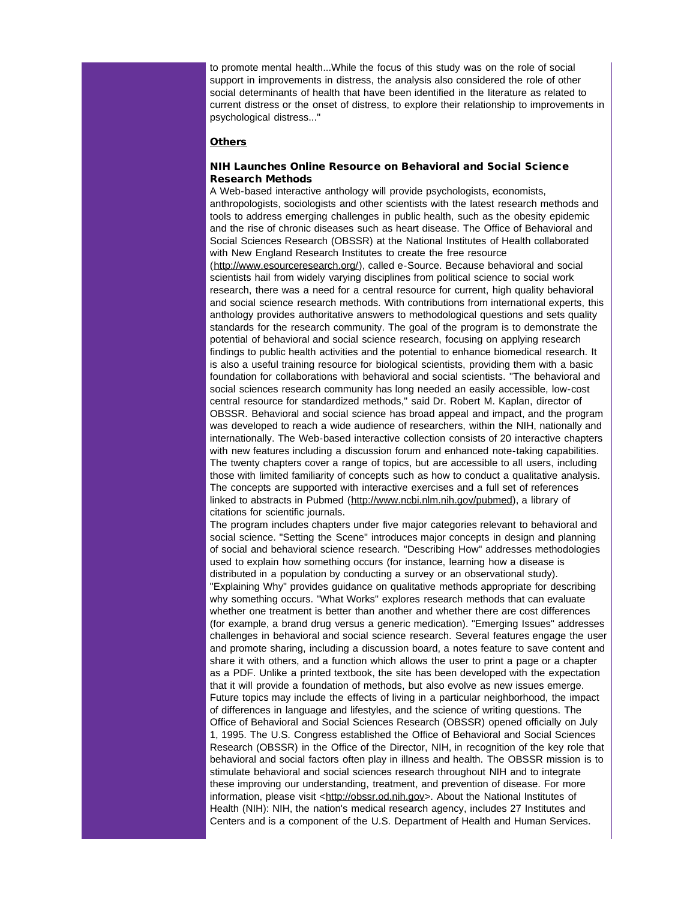to promote mental health...While the focus of this study was on the role of social support in improvements in distress, the analysis also considered the role of other social determinants of health that have been identified in the literature as related to current distress or the onset of distress, to explore their relationship to improvements in psychological distress..."

**Others**

### NIH Launches Online Resource on Behavioral and Social Science Research Methods

A Web-based interactive anthology will provide psychologists, economists, anthropologists, sociologists and other scientists with the latest research methods and tools to address emerging challenges in public health, such as the obesity epidemic and the rise of chronic diseases such as heart disease. The Office of Behavioral and Social Sciences Research (OBSSR) at the National Institutes of Health collaborated with New England Research Institutes to create the free resource (http://www.esourceresearch.org/), called e-Source. Because behavioral and social scientists hail from widely varying disciplines from political science to social work research, there was a need for a central resource for current, high quality behavioral and social science research methods. With contributions from international experts, this anthology provides authoritative answers to methodological questions and sets quality standards for the research community. The goal of the program is to demonstrate the potential of behavioral and social science research, focusing on applying research findings to public health activities and the potential to enhance biomedical research. It is also a useful training resource for biological scientists, providing them with a basic foundation for collaborations with behavioral and social scientists. "The behavioral and social sciences research community has long needed an easily accessible, low-cost central resource for standardized methods," said Dr. Robert M. Kaplan, director of OBSSR. Behavioral and social science has broad appeal and impact, and the program was developed to reach a wide audience of researchers, within the NIH, nationally and internationally. The Web-based interactive collection consists of 20 interactive chapters with new features including a discussion forum and enhanced note-taking capabilities. The twenty chapters cover a range of topics, but are accessible to all users, including those with limited familiarity of concepts such as how to conduct a qualitative analysis. The concepts are supported with interactive exercises and a full set of references linked to abstracts in Pubmed (http://www.ncbi.nlm.nih.gov/pubmed), a library of citations for scientific journals.

The program includes chapters under five major categories relevant to behavioral and social science. "Setting the Scene" introduces major concepts in design and planning of social and behavioral science research. "Describing How" addresses methodologies used to explain how something occurs (for instance, learning how a disease is distributed in a population by conducting a survey or an observational study). "Explaining Why" provides guidance on qualitative methods appropriate for describing why something occurs. "What Works" explores research methods that can evaluate whether one treatment is better than another and whether there are cost differences (for example, a brand drug versus a generic medication). "Emerging Issues" addresses challenges in behavioral and social science research. Several features engage the user and promote sharing, including a discussion board, a notes feature to save content and share it with others, and a function which allows the user to print a page or a chapter as a PDF. Unlike a printed textbook, the site has been developed with the expectation that it will provide a foundation of methods, but also evolve as new issues emerge. Future topics may include the effects of living in a particular neighborhood, the impact of differences in language and lifestyles, and the science of writing questions. The Office of Behavioral and Social Sciences Research (OBSSR) opened officially on July 1, 1995. The U.S. Congress established the Office of Behavioral and Social Sciences Research (OBSSR) in the Office of the Director, NIH, in recognition of the key role that behavioral and social factors often play in illness and health. The OBSSR mission is to stimulate behavioral and social sciences research throughout NIH and to integrate these improving our understanding, treatment, and prevention of disease. For more information, please visit <http://obssr.od.nih.gov>. About the National Institutes of Health (NIH): NIH, the nation's medical research agency, includes 27 Institutes and Centers and is a component of the U.S. Department of Health and Human Services.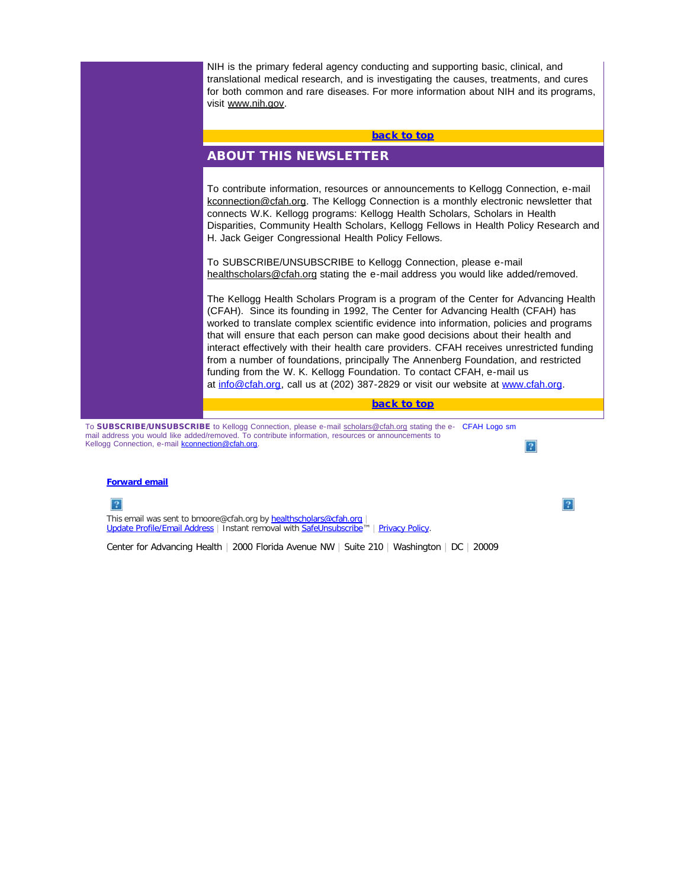NIH is the primary federal agency conducting and supporting basic, clinical, and translational medical research, and is investigating the causes, treatments, and cures for both common and rare diseases. For more information about NIH and its programs, visit www.nih.gov.

**back to top**

## ABOUT THIS NEWSLETTER

To contribute information, resources or announcements to Kellogg Connection, e-mail kconnection@cfah.org. The Kellogg Connection is a monthly electronic newsletter that connects W.K. Kellogg programs: Kellogg Health Scholars, Scholars in Health Disparities, Community Health Scholars, Kellogg Fellows in Health Policy Research and H. Jack Geiger Congressional Health Policy Fellows.

To SUBSCRIBE/UNSUBSCRIBE to Kellogg Connection, please e-mail healthscholars@cfah.org stating the e-mail address you would like added/removed.

The Kellogg Health Scholars Program is a program of the Center for Advancing Health (CFAH). Since its founding in 1992, The Center for Advancing Health (CFAH) has worked to translate complex scientific evidence into information, policies and programs that will ensure that each person can make good decisions about their health and interact effectively with their health care providers. CFAH receives unrestricted funding from a number of foundations, principally The Annenberg Foundation, and restricted funding from the W. K. Kellogg Foundation. To contact CFAH, e-mail us at info@cfah.org, call us at (202) 387-2829 or visit our website at www.cfah.org.

**back to top**

To **SUBSCRIBE/UNSUBSCRIBE** to Kellogg Connection, please e-mail scholars@cfah.org stating the e-mail address you would like added/removed. To contribute information, resources or announcements to Kellogg Connection, e-mail kconnection@cfah.org.

CFAH Logo sm

**Forward email**

This email was sent to bmoore@cfah.org by healthscholars@cfah.org | Update Profile/Email Address | Instant removal with SafeUnsubscribe™ | Privacy Policy.

Center for Advancing Health | 2000 Florida Avenue NW | Suite 210 | Washington | DC | 20009